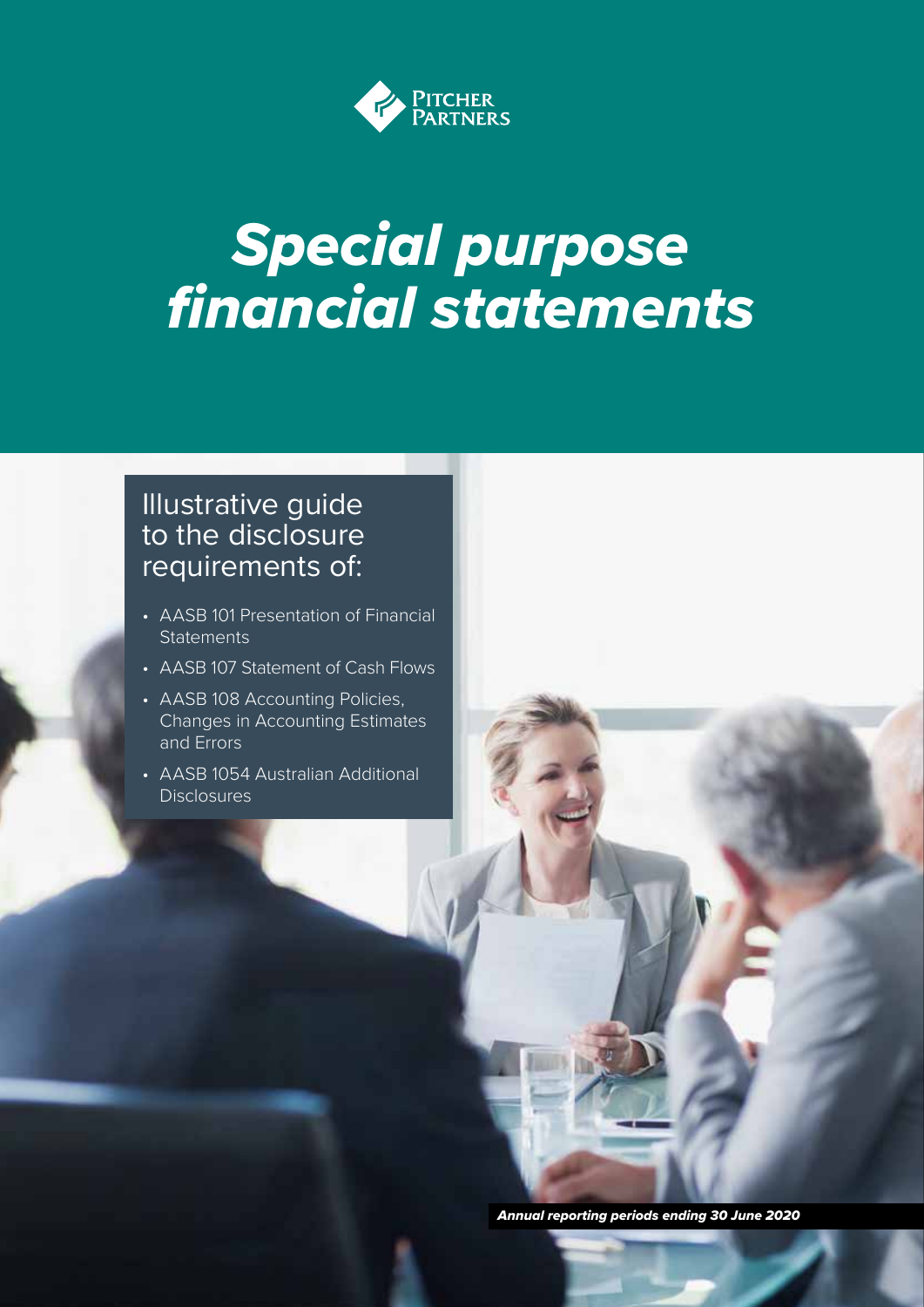Pitcher Partners

# *Special purpose financial statements*

## Illustrative guide to the disclosure requirements of:

- AASB 101 Presentation of Financial Statements
- AASB 107 Statement of Cash Flows
- AASB 108 Accounting Policies, Changes in Accounting Estimates and Errors
- AASB 1054 Australian Additional Disclosures

***Annual reporting periods ending 30 June 2020***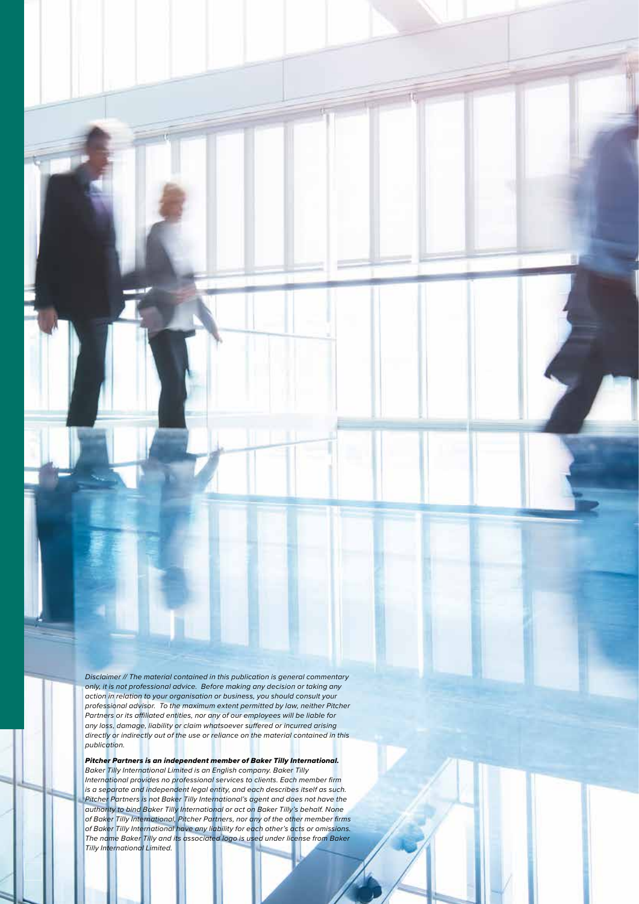*Disclaimer // The material contained in this publication is general commentary only, it is not professional advice. Before making any decision or taking any action in relation to your organisation or business, you should consult your professional advisor. To the maximum extent permitted by law, neither Pitcher Partners or its affiliated entities, nor any of our employees will be liable for any loss, damage, liability or claim whatsoever suffered or incurred arising directly or indirectly out of the use or reliance on the material contained in this publication.*

***Pitcher Partners is an independent member of Baker Tilly International.***

*Baker Tilly International Limited is an English company. Baker Tilly International provides no professional services to clients. Each member firm is a separate and independent legal entity, and each describes itself as such. Pitcher Partners is not Baker Tilly International's agent and does not have the authority to bind Baker Tilly International or act on Baker Tilly's behalf. None of Baker Tilly International, Pitcher Partners, nor any of the other member firms of Baker Tilly International have any liability for each other's acts or omissions. The name Baker Tilly and its associated logo is used under license from Baker Tilly International Limited.*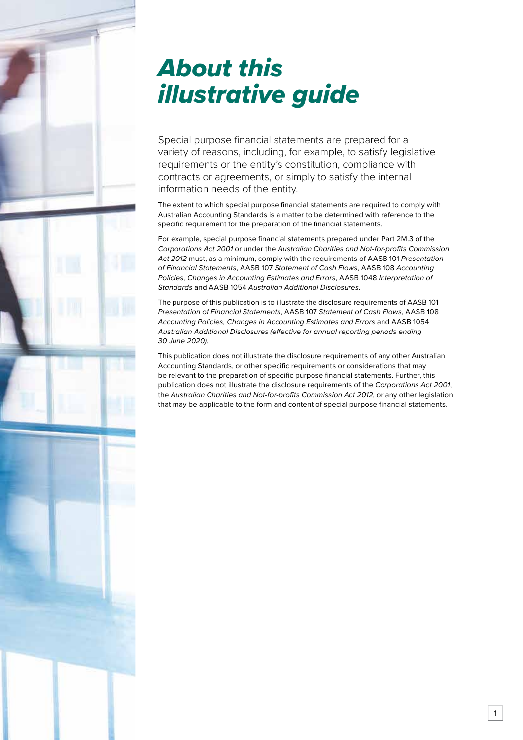# *About this illustrative guide*

Special purpose financial statements are prepared for a variety of reasons, including, for example, to satisfy legislative requirements or the entity's constitution, compliance with contracts or agreements, or simply to satisfy the internal information needs of the entity.

The extent to which special purpose financial statements are required to comply with Australian Accounting Standards is a matter to be determined with reference to the specific requirement for the preparation of the financial statements.

For example, special purpose financial statements prepared under Part 2M.3 of the *Corporations Act 2001* or under the *Australian Charities and Not-for-profits Commission Act 2012* must, as a minimum, comply with the requirements of AASB 101 *Presentation of Financial Statements*, AASB 107 *Statement of Cash Flows*, AASB 108 *Accounting Policies, Changes in Accounting Estimates and Errors*, AASB 1048 *Interpretation of Standards* and AASB 1054 *Australian Additional Disclosures*.

The purpose of this publication is to illustrate the disclosure requirements of AASB 101 *Presentation of Financial Statements*, AASB 107 *Statement of Cash Flows*, AASB 108 *Accounting Policies, Changes in Accounting Estimates and Errors* and AASB 1054 *Australian Additional Disclosures (effective for annual reporting periods ending 30 June 2020).*

This publication does not illustrate the disclosure requirements of any other Australian Accounting Standards, or other specific requirements or considerations that may be relevant to the preparation of specific purpose financial statements. Further, this publication does not illustrate the disclosure requirements of the *Corporations Act 2001*, the *Australian Charities and Not-for-profits Commission Act 2012*, or any other legislation that may be applicable to the form and content of special purpose financial statements.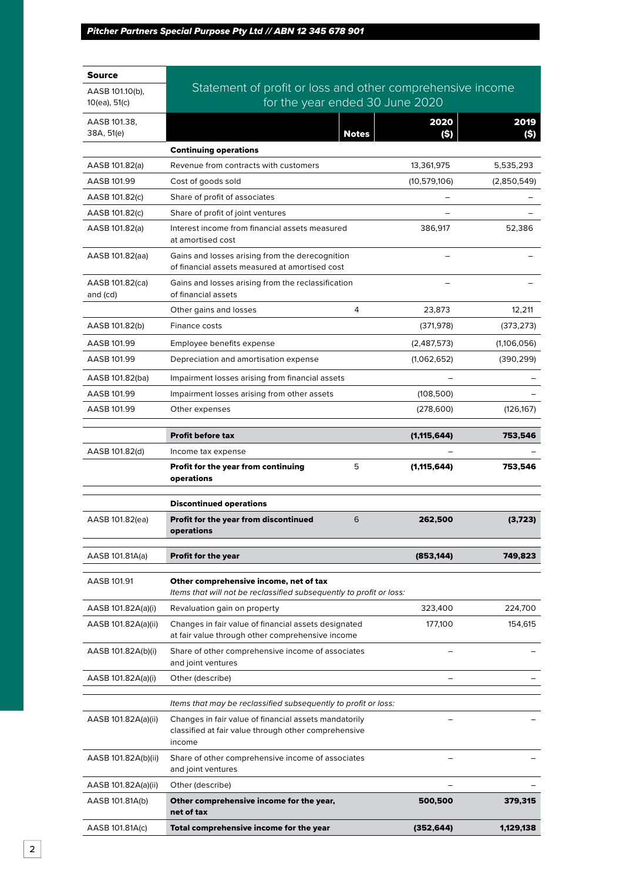| Source | Statement of profit or loss and other comprehensive income for the year ended 30 June 2020 | | | |
|---|---|---|---|---|
| AASB 101.10(b), 10(ea), 51(c) | | | | |
| AASB 101.38, 38A, 51(e) | | **Notes** | **2020 ($)** | **2019 ($)** |
| | **Continuing operations** | | | |
| AASB 101.82(a) | Revenue from contracts with customers | | 13,361,975 | 5,535,293 |
| AASB 101.99 | Cost of goods sold | | (10,579,106) | (2,850,549) |
| AASB 101.82(c) | Share of profit of associates | | – | – |
| AASB 101.82(c) | Share of profit of joint ventures | | – | – |
| AASB 101.82(a) | Interest income from financial assets measured at amortised cost | | 386,917 | 52,386 |
| AASB 101.82(aa) | Gains and losses arising from the derecognition of financial assets measured at amortised cost | | – | – |
| AASB 101.82(ca) and (cd) | Gains and losses arising from the reclassification of financial assets | | – | – |
| | Other gains and losses | 4 | 23,873 | 12,211 |
| AASB 101.82(b) | Finance costs | | (371,978) | (373,273) |
| AASB 101.99 | Employee benefits expense | | (2,487,573) | (1,106,056) |
| AASB 101.99 | Depreciation and amortisation expense | | (1,062,652) | (390,299) |
| AASB 101.82(ba) | Impairment losses arising from financial assets | | – | – |
| AASB 101.99 | Impairment losses arising from other assets | | (108,500) | – |
| AASB 101.99 | Other expenses | | (278,600) | (126,167) |
| | **Profit before tax** | | **(1,115,644)** | **753,546** |
| AASB 101.82(d) | Income tax expense | | – | – |
| | **Profit for the year from continuing operations** | 5 | **(1,115,644)** | **753,546** |
| | **Discontinued operations** | | | |
| AASB 101.82(ea) | **Profit for the year from discontinued operations** | 6 | **262,500** | **(3,723)** |
| AASB 101.81A(a) | **Profit for the year** | | **(853,144)** | **749,823** |
| AASB 101.91 | **Other comprehensive income, net of tax** *Items that will not be reclassified subsequently to profit or loss:* | | | |
| AASB 101.82A(a)(i) | Revaluation gain on property | | 323,400 | 224,700 |
| AASB 101.82A(a)(ii) | Changes in fair value of financial assets designated at fair value through other comprehensive income | | 177,100 | 154,615 |
| AASB 101.82A(b)(i) | Share of other comprehensive income of associates and joint ventures | | – | – |
| AASB 101.82A(a)(i) | Other (describe) | | – | – |
| | *Items that may be reclassified subsequently to profit or loss:* | | | |
| AASB 101.82A(a)(ii) | Changes in fair value of financial assets mandatorily classified at fair value through other comprehensive income | | – | – |
| AASB 101.82A(b)(ii) | Share of other comprehensive income of associates and joint ventures | | – | – |
| AASB 101.82A(a)(ii) | Other (describe) | | – | – |
| AASB 101.81A(b) | **Other comprehensive income for the year, net of tax** | | **500,500** | **379,315** |
| AASB 101.81A(c) | **Total comprehensive income for the year** | | **(352,644)** | **1,129,138** |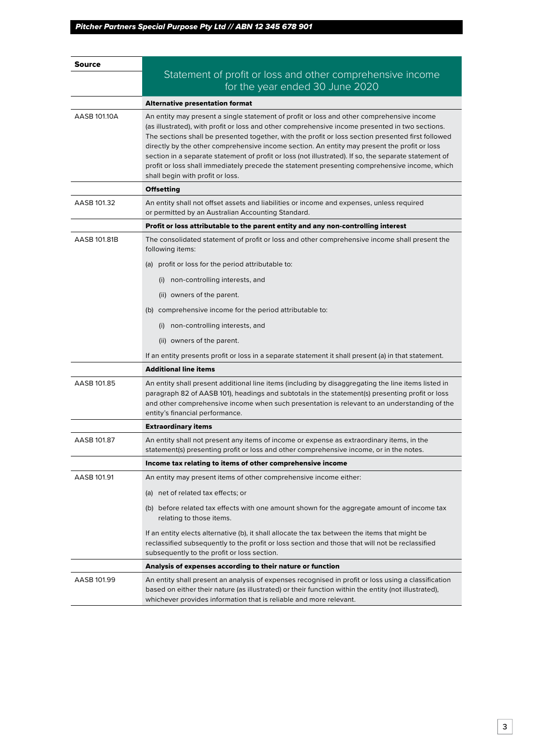| Source | Statement of profit or loss and other comprehensive income for the year ended 30 June 2020 |
|---|---|
| | **Alternative presentation format** |
| AASB 101.10A | An entity may present a single statement of profit or loss and other comprehensive income (as illustrated), with profit or loss and other comprehensive income presented in two sections. The sections shall be presented together, with the profit or loss section presented first followed directly by the other comprehensive income section. An entity may present the profit or loss section in a separate statement of profit or loss (not illustrated). If so, the separate statement of profit or loss shall immediately precede the statement presenting comprehensive income, which shall begin with profit or loss. |
| | **Offsetting** |
| AASB 101.32 | An entity shall not offset assets and liabilities or income and expenses, unless required or permitted by an Australian Accounting Standard. |
| | **Profit or loss attributable to the parent entity and any non-controlling interest** |
| AASB 101.81B | The consolidated statement of profit or loss and other comprehensive income shall present the following items:<br>(a) profit or loss for the period attributable to:<br>(i) non-controlling interests, and<br>(ii) owners of the parent.<br>(b) comprehensive income for the period attributable to:<br>(i) non-controlling interests, and<br>(ii) owners of the parent.<br>If an entity presents profit or loss in a separate statement it shall present (a) in that statement. |
| | **Additional line items** |
| AASB 101.85 | An entity shall present additional line items (including by disaggregating the line items listed in paragraph 82 of AASB 101), headings and subtotals in the statement(s) presenting profit or loss and other comprehensive income when such presentation is relevant to an understanding of the entity's financial performance. |
| | **Extraordinary items** |
| AASB 101.87 | An entity shall not present any items of income or expense as extraordinary items, in the statement(s) presenting profit or loss and other comprehensive income, or in the notes. |
| | **Income tax relating to items of other comprehensive income** |
| AASB 101.91 | An entity may present items of other comprehensive income either:<br>(a) net of related tax effects; or<br>(b) before related tax effects with one amount shown for the aggregate amount of income tax relating to those items.<br>If an entity elects alternative (b), it shall allocate the tax between the items that might be reclassified subsequently to the profit or loss section and those that will not be reclassified subsequently to the profit or loss section. |
| | **Analysis of expenses according to their nature or function** |
| AASB 101.99 | An entity shall present an analysis of expenses recognised in profit or loss using a classification based on either their nature (as illustrated) or their function within the entity (not illustrated), whichever provides information that is reliable and more relevant. |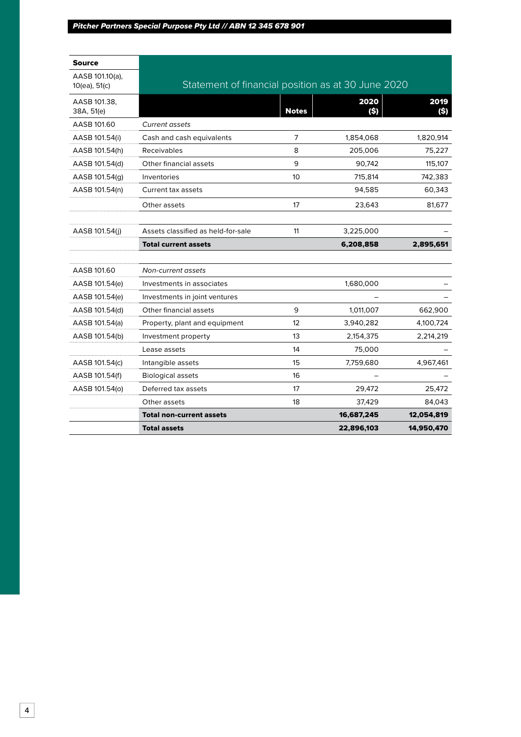| Source | Statement of financial position as at 30 June 2020 | | | |
|---|---|---|---|---|
| AASB 101.10(a), 10(ea), 51(c) | | | | |
| AASB 101.38, 38A, 51(e) | | Notes | 2020 ($) | 2019 ($) |
| AASB 101.60 | *Current assets* | | | |
| AASB 101.54(i) | Cash and cash equivalents | 7 | 1,854,068 | 1,820,914 |
| AASB 101.54(h) | Receivables | 8 | 205,006 | 75,227 |
| AASB 101.54(d) | Other financial assets | 9 | 90,742 | 115,107 |
| AASB 101.54(g) | Inventories | 10 | 715,814 | 742,383 |
| AASB 101.54(n) | Current tax assets | | 94,585 | 60,343 |
| | Other assets | 17 | 23,643 | 81,677 |
| | | | | |
| AASB 101.54(j) | Assets classified as held-for-sale | 11 | 3,225,000 | – |
| | **Total current assets** | | **6,208,858** | **2,895,651** |
| | | | | |
| AASB 101.60 | *Non-current assets* | | | |
| AASB 101.54(e) | Investments in associates | | 1,680,000 | – |
| AASB 101.54(e) | Investments in joint ventures | | – | – |
| AASB 101.54(d) | Other financial assets | 9 | 1,011,007 | 662,900 |
| AASB 101.54(a) | Property, plant and equipment | 12 | 3,940,282 | 4,100,724 |
| AASB 101.54(b) | Investment property | 13 | 2,154,375 | 2,214,219 |
| | Lease assets | 14 | 75,000 | – |
| AASB 101.54(c) | Intangible assets | 15 | 7,759,680 | 4,967,461 |
| AASB 101.54(f) | Biological assets | 16 | – | – |
| AASB 101.54(o) | Deferred tax assets | 17 | 29,472 | 25,472 |
| | Other assets | 18 | 37,429 | 84,043 |
| | **Total non-current assets** | | **16,687,245** | **12,054,819** |
| | **Total assets** | | **22,896,103** | **14,950,470** |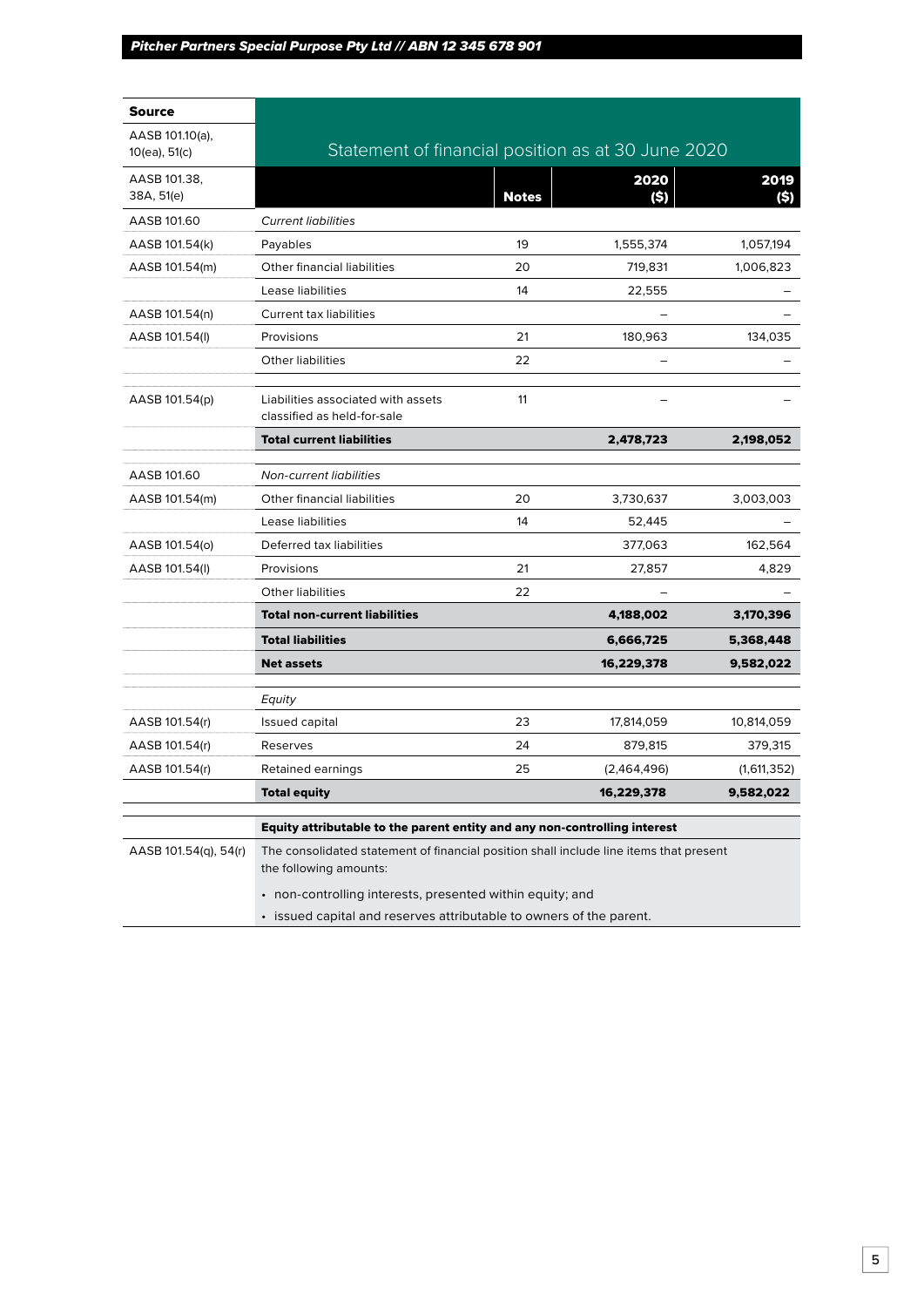| Source | Statement of financial position as at 30 June 2020 | | | |
|---|---|---|---|---|
| AASB 101.10(a), 10(ea), 51(c) | | | | |
| AASB 101.38, 38A, 51(e) | | **Notes** | **2020 ($)** | **2019 ($)** |
| AASB 101.60 | *Current liabilities* | | | |
| AASB 101.54(k) | Payables | 19 | 1,555,374 | 1,057,194 |
| AASB 101.54(m) | Other financial liabilities | 20 | 719,831 | 1,006,823 |
| | Lease liabilities | 14 | 22,555 | – |
| AASB 101.54(n) | Current tax liabilities | | – | – |
| AASB 101.54(l) | Provisions | 21 | 180,963 | 134,035 |
| | Other liabilities | 22 | – | – |
| AASB 101.54(p) | Liabilities associated with assets classified as held-for-sale | 11 | – | – |
| | **Total current liabilities** | | **2,478,723** | **2,198,052** |
| AASB 101.60 | *Non-current liabilities* | | | |
| AASB 101.54(m) | Other financial liabilities | 20 | 3,730,637 | 3,003,003 |
| | Lease liabilities | 14 | 52,445 | – |
| AASB 101.54(o) | Deferred tax liabilities | | 377,063 | 162,564 |
| AASB 101.54(l) | Provisions | 21 | 27,857 | 4,829 |
| | Other liabilities | 22 | – | – |
| | **Total non-current liabilities** | | **4,188,002** | **3,170,396** |
| | **Total liabilities** | | **6,666,725** | **5,368,448** |
| | **Net assets** | | **16,229,378** | **9,582,022** |
| | *Equity* | | | |
| AASB 101.54(r) | Issued capital | 23 | 17,814,059 | 10,814,059 |
| AASB 101.54(r) | Reserves | 24 | 879,815 | 379,315 |
| AASB 101.54(r) | Retained earnings | 25 | (2,464,496) | (1,611,352) |
| | **Total equity** | | **16,229,378** | **9,582,022** |

| | **Equity attributable to the parent entity and any non-controlling interest** |
|---|---|
| AASB 101.54(q), 54(r) | The consolidated statement of financial position shall include line items that present the following amounts:<br>• non-controlling interests, presented within equity; and<br>• issued capital and reserves attributable to owners of the parent. |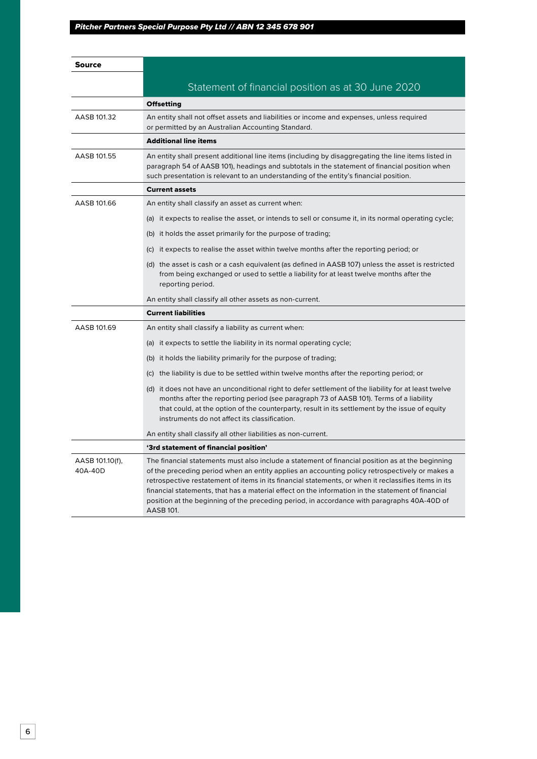| Source | Statement of financial position as at 30 June 2020 |
|---|---|
| | **Offsetting** |
| AASB 101.32 | An entity shall not offset assets and liabilities or income and expenses, unless required or permitted by an Australian Accounting Standard. |
| | **Additional line items** |
| AASB 101.55 | An entity shall present additional line items (including by disaggregating the line items listed in paragraph 54 of AASB 101), headings and subtotals in the statement of financial position when such presentation is relevant to an understanding of the entity's financial position. |
| | **Current assets** |
| AASB 101.66 | An entity shall classify an asset as current when:<br>(a) it expects to realise the asset, or intends to sell or consume it, in its normal operating cycle;<br>(b) it holds the asset primarily for the purpose of trading;<br>(c) it expects to realise the asset within twelve months after the reporting period; or<br>(d) the asset is cash or a cash equivalent (as defined in AASB 107) unless the asset is restricted from being exchanged or used to settle a liability for at least twelve months after the reporting period.<br>An entity shall classify all other assets as non-current. |
| | **Current liabilities** |
| AASB 101.69 | An entity shall classify a liability as current when:<br>(a) it expects to settle the liability in its normal operating cycle;<br>(b) it holds the liability primarily for the purpose of trading;<br>(c) the liability is due to be settled within twelve months after the reporting period; or<br>(d) it does not have an unconditional right to defer settlement of the liability for at least twelve months after the reporting period (see paragraph 73 of AASB 101). Terms of a liability that could, at the option of the counterparty, result in its settlement by the issue of equity instruments do not affect its classification.<br>An entity shall classify all other liabilities as non-current. |
| | **'3rd statement of financial position'** |
| AASB 101.10(f), 40A-40D | The financial statements must also include a statement of financial position as at the beginning of the preceding period when an entity applies an accounting policy retrospectively or makes a retrospective restatement of items in its financial statements, or when it reclassifies items in its financial statements, that has a material effect on the information in the statement of financial position at the beginning of the preceding period, in accordance with paragraphs 40A-40D of AASB 101. |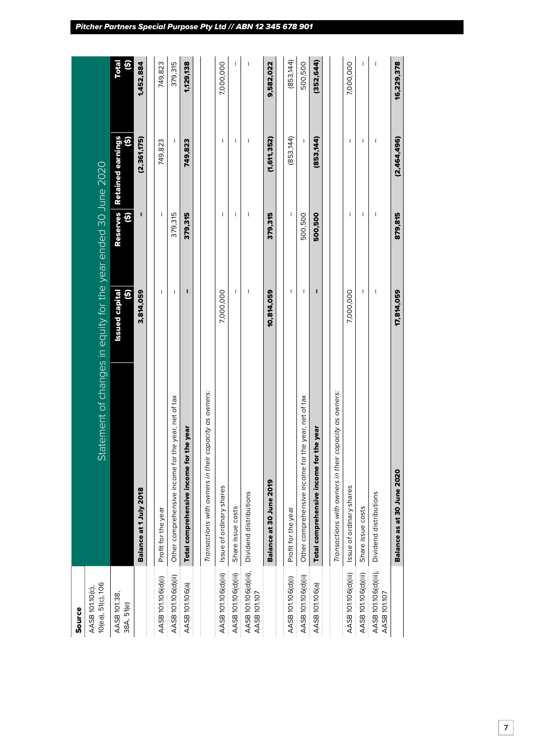## Statement of changes in equity for the year ended 30 June 2020

| Source | | Issued capital ($) | Reserves ($) | Retained earnings ($) | Total ($) |
|---|---|---|---|---|---|
| AASB 101.10(c), 10(ea), 51(c), 106 | | | | | |
| AASB 101.38, 38A, 51(e) | **Balance at 1 July 2018** | **3,814,059** | **-** | **(2,361,175)** | **1,452,884** |
| AASB 101.106(d)(i) | Profit for the year | - | - | 749,823 | 749,823 |
| AASB 101.106(d)(ii) | Other comprehensive income for the year, net of tax | - | 379,315 | - | 379,315 |
| AASB 101.106(a) | **Total comprehensive income for the year** | **-** | **379,315** | **749,823** | **1,129,138** |
| | *Transactions with owners in their capacity as owners:* | | | | |
| AASB 101.106(d)(iii) | Issue of ordinary shares | 7,000,000 | - | - | 7,000,000 |
| AASB 101.106(d)(iii) | Share issue costs | - | - | - | - |
| AASB 101.106(d)(iii), AASB 101.107 | Dividend distributions | - | - | - | - |
| | **Balance at 30 June 2019** | **10,814,059** | **379,315** | **(1,611,352)** | **9,582,022** |
| AASB 101.106(d)(i) | Profit for the year | - | - | (853,144) | (853,144) |
| AASB 101.106(d)(ii) | Other comprehensive income for the year, net of tax | - | 500,500 | - | 500,500 |
| AASB 101.106(a) | **Total comprehensive income for the year** | **-** | **500,500** | **(853,144)** | **(352,644)** |
| | *Transactions with owners in their capacity as owners:* | | | | |
| AASB 101.106(d)(iii) | Issue of ordinary shares | 7,000,000 | - | - | 7,000,000 |
| AASB 101.106(d)(iii) | Share issue costs | - | - | - | - |
| AASB 101.106(d)(iii), AASB 101.107 | Dividend distributions | - | - | - | - |
| | **Balance as at 30 June 2020** | **17,814,059** | **879,815** | **(2,464,496)** | **16,229,378** |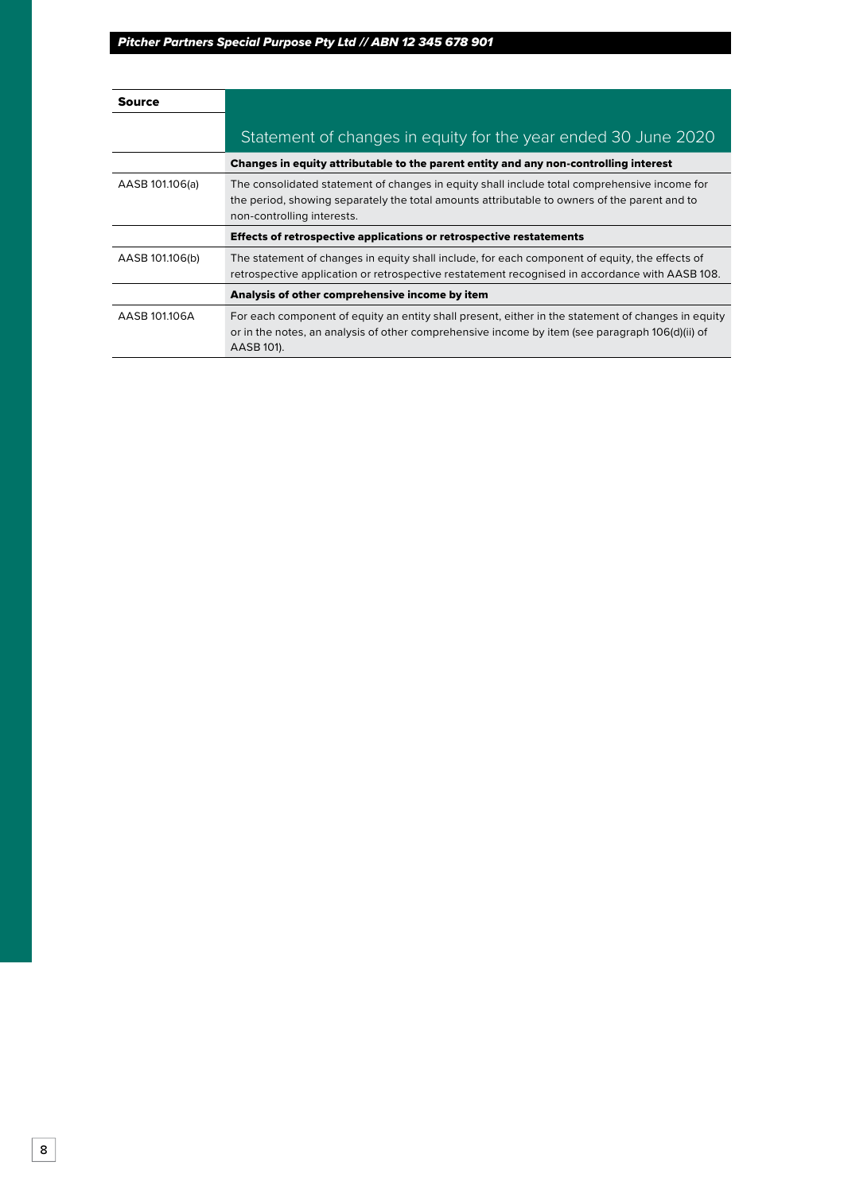| Source | Statement of changes in equity for the year ended 30 June 2020 |
| --- | --- |
| | **Changes in equity attributable to the parent entity and any non-controlling interest** |
| AASB 101.106(a) | The consolidated statement of changes in equity shall include total comprehensive income for the period, showing separately the total amounts attributable to owners of the parent and to non-controlling interests. |
| | **Effects of retrospective applications or retrospective restatements** |
| AASB 101.106(b) | The statement of changes in equity shall include, for each component of equity, the effects of retrospective application or retrospective restatement recognised in accordance with AASB 108. |
| | **Analysis of other comprehensive income by item** |
| AASB 101.106A | For each component of equity an entity shall present, either in the statement of changes in equity or in the notes, an analysis of other comprehensive income by item (see paragraph 106(d)(ii) of AASB 101). |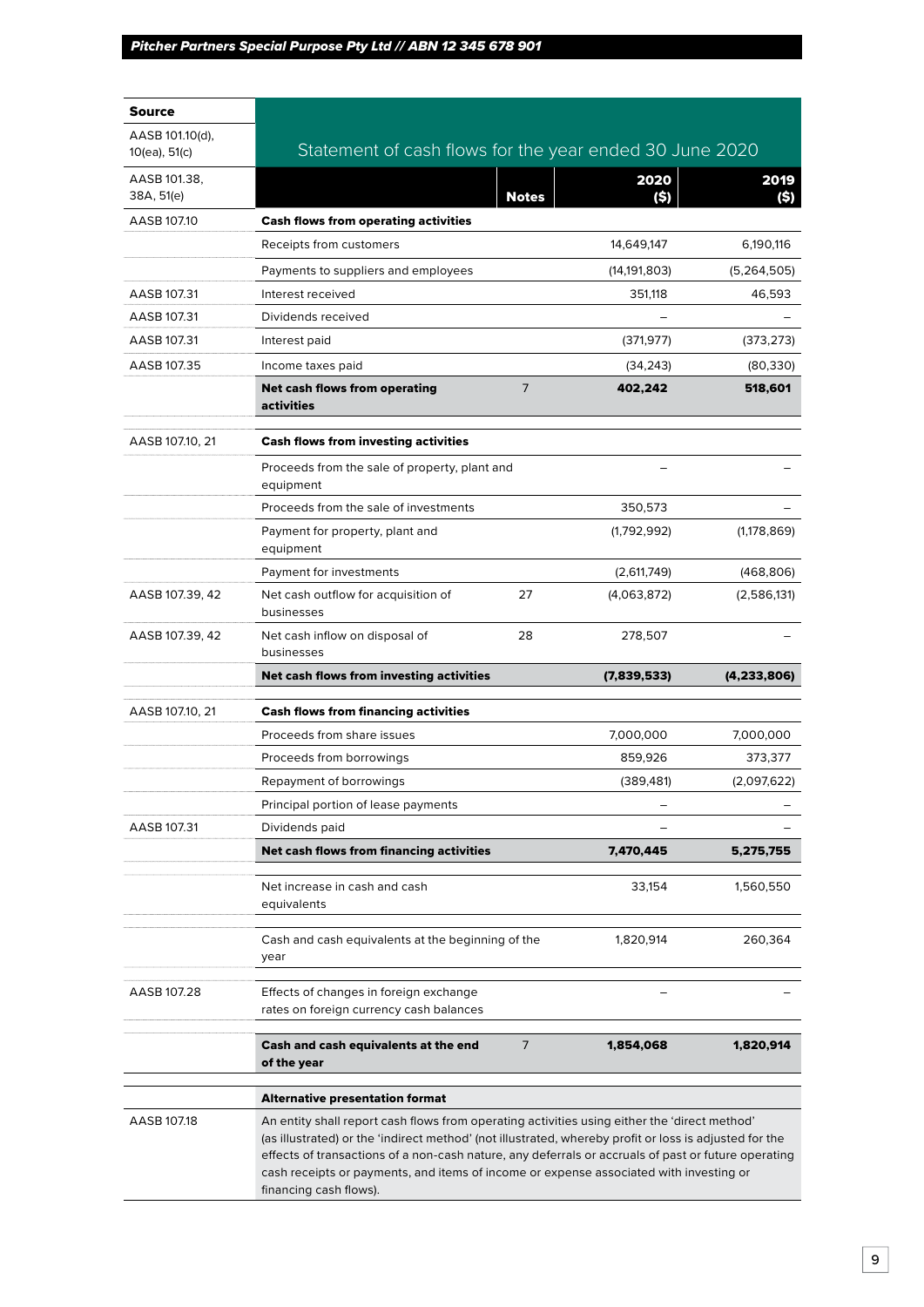| Source | Statement of cash flows for the year ended 30 June 2020 | | | |
|---|---|---|---|---|
| AASB 101.10(d), 10(ea), 51(c) | | | | |
| AASB 101.38, 38A, 51(e) | | Notes | 2020 ($) | 2019 ($) |
| AASB 107.10 | **Cash flows from operating activities** | | | |
| | Receipts from customers | | 14,649,147 | 6,190,116 |
| | Payments to suppliers and employees | | (14,191,803) | (5,264,505) |
| AASB 107.31 | Interest received | | 351,118 | 46,593 |
| AASB 107.31 | Dividends received | | – | – |
| AASB 107.31 | Interest paid | | (371,977) | (373,273) |
| AASB 107.35 | Income taxes paid | | (34,243) | (80,330) |
| | **Net cash flows from operating activities** | 7 | **402,242** | **518,601** |
| AASB 107.10, 21 | **Cash flows from investing activities** | | | |
| | Proceeds from the sale of property, plant and equipment | | – | – |
| | Proceeds from the sale of investments | | 350,573 | – |
| | Payment for property, plant and equipment | | (1,792,992) | (1,178,869) |
| | Payment for investments | | (2,611,749) | (468,806) |
| AASB 107.39, 42 | Net cash outflow for acquisition of businesses | 27 | (4,063,872) | (2,586,131) |
| AASB 107.39, 42 | Net cash inflow on disposal of businesses | 28 | 278,507 | – |
| | **Net cash flows from investing activities** | | **(7,839,533)** | **(4,233,806)** |
| AASB 107.10, 21 | **Cash flows from financing activities** | | | |
| | Proceeds from share issues | | 7,000,000 | 7,000,000 |
| | Proceeds from borrowings | | 859,926 | 373,377 |
| | Repayment of borrowings | | (389,481) | (2,097,622) |
| | Principal portion of lease payments | | – | – |
| AASB 107.31 | Dividends paid | | – | – |
| | **Net cash flows from financing activities** | | **7,470,445** | **5,275,755** |
| | Net increase in cash and cash equivalents | | 33,154 | 1,560,550 |
| | Cash and cash equivalents at the beginning of the year | | 1,820,914 | 260,364 |
| AASB 107.28 | Effects of changes in foreign exchange rates on foreign currency cash balances | | – | – |
| | **Cash and cash equivalents at the end of the year** | 7 | **1,854,068** | **1,820,914** |

| | **Alternative presentation format** |
|---|---|
| AASB 107.18 | An entity shall report cash flows from operating activities using either the 'direct method' (as illustrated) or the 'indirect method' (not illustrated, whereby profit or loss is adjusted for the effects of transactions of a non-cash nature, any deferrals or accruals of past or future operating cash receipts or payments, and items of income or expense associated with investing or financing cash flows). |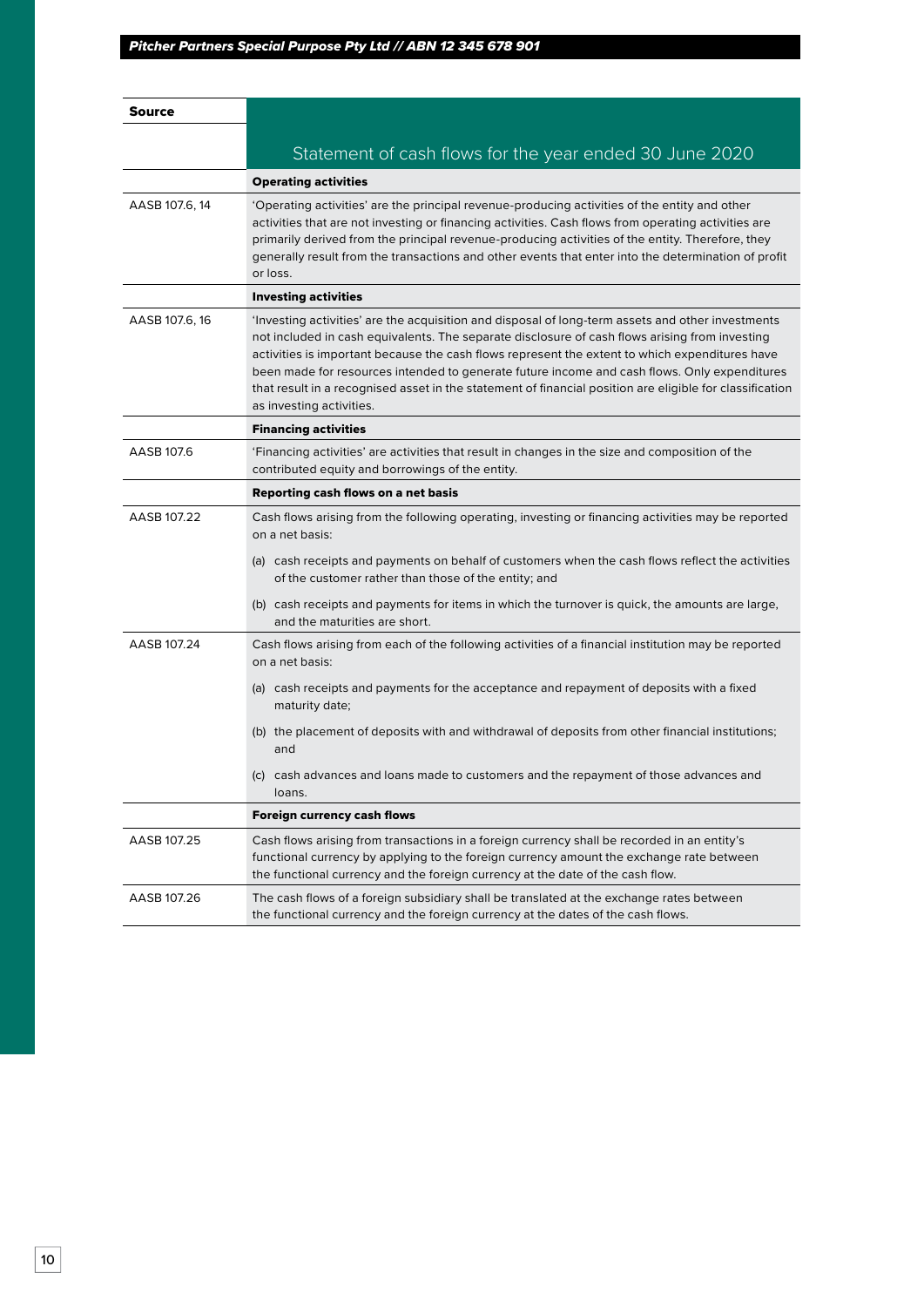| Source | Statement of cash flows for the year ended 30 June 2020 |
|---|---|
| | **Operating activities** |
| AASB 107.6, 14 | 'Operating activities' are the principal revenue-producing activities of the entity and other activities that are not investing or financing activities. Cash flows from operating activities are primarily derived from the principal revenue-producing activities of the entity. Therefore, they generally result from the transactions and other events that enter into the determination of profit or loss. |
| | **Investing activities** |
| AASB 107.6, 16 | 'Investing activities' are the acquisition and disposal of long-term assets and other investments not included in cash equivalents. The separate disclosure of cash flows arising from investing activities is important because the cash flows represent the extent to which expenditures have been made for resources intended to generate future income and cash flows. Only expenditures that result in a recognised asset in the statement of financial position are eligible for classification as investing activities. |
| | **Financing activities** |
| AASB 107.6 | 'Financing activities' are activities that result in changes in the size and composition of the contributed equity and borrowings of the entity. |
| | **Reporting cash flows on a net basis** |
| AASB 107.22 | Cash flows arising from the following operating, investing or financing activities may be reported on a net basis:<br><br>(a) cash receipts and payments on behalf of customers when the cash flows reflect the activities of the customer rather than those of the entity; and<br><br>(b) cash receipts and payments for items in which the turnover is quick, the amounts are large, and the maturities are short. |
| AASB 107.24 | Cash flows arising from each of the following activities of a financial institution may be reported on a net basis:<br><br>(a) cash receipts and payments for the acceptance and repayment of deposits with a fixed maturity date;<br><br>(b) the placement of deposits with and withdrawal of deposits from other financial institutions; and<br><br>(c) cash advances and loans made to customers and the repayment of those advances and loans. |
| | **Foreign currency cash flows** |
| AASB 107.25 | Cash flows arising from transactions in a foreign currency shall be recorded in an entity's functional currency by applying to the foreign currency amount the exchange rate between the functional currency and the foreign currency at the date of the cash flow. |
| AASB 107.26 | The cash flows of a foreign subsidiary shall be translated at the exchange rates between the functional currency and the foreign currency at the dates of the cash flows. |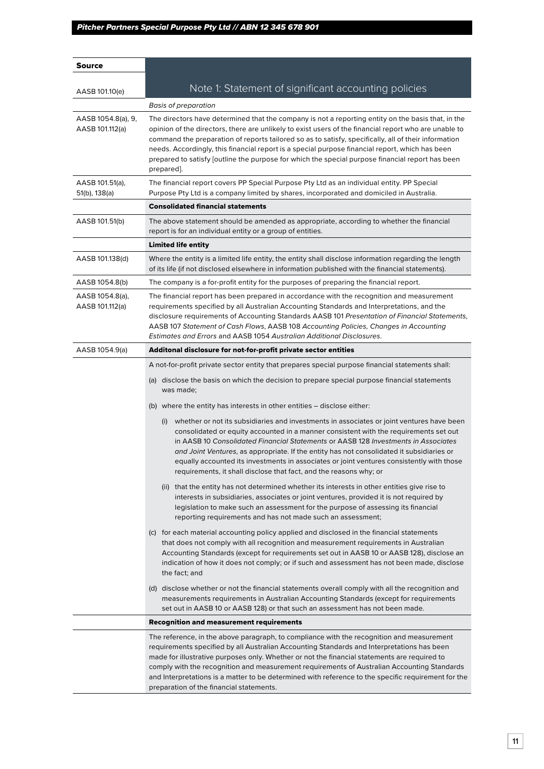| Source | Note 1: Statement of significant accounting policies |
|---|---|
| AASB 101.10(e) | |
| | *Basis of preparation* |
| AASB 1054.8(a), 9, AASB 101.112(a) | The directors have determined that the company is not a reporting entity on the basis that, in the opinion of the directors, there are unlikely to exist users of the financial report who are unable to command the preparation of reports tailored so as to satisfy, specifically, all of their information needs. Accordingly, this financial report is a special purpose financial report, which has been prepared to satisfy [outline the purpose for which the special purpose financial report has been prepared]. |
| AASB 101.51(a), 51(b), 138(a) | The financial report covers PP Special Purpose Pty Ltd as an individual entity. PP Special Purpose Pty Ltd is a company limited by shares, incorporated and domiciled in Australia. |
| | **Consolidated financial statements** |
| AASB 101.51(b) | The above statement should be amended as appropriate, according to whether the financial report is for an individual entity or a group of entities. |
| | **Limited life entity** |
| AASB 101.138(d) | Where the entity is a limited life entity, the entity shall disclose information regarding the length of its life (if not disclosed elsewhere in information published with the financial statements). |
| AASB 1054.8(b) | The company is a for-profit entity for the purposes of preparing the financial report. |
| AASB 1054.8(a), AASB 101.112(a) | The financial report has been prepared in accordance with the recognition and measurement requirements specified by all Australian Accounting Standards and Interpretations, and the disclosure requirements of Accounting Standards AASB 101 *Presentation of Financial Statements*, AASB 107 *Statement of Cash Flows*, AASB 108 *Accounting Policies, Changes in Accounting Estimates and Errors* and AASB 1054 *Australian Additional Disclosures*. |
| AASB 1054.9(a) | **Additonal disclosure for not-for-profit private sector entities** |
| | A not-for-profit private sector entity that prepares special purpose financial statements shall: |
| | (a) disclose the basis on which the decision to prepare special purpose financial statements was made; |
| | (b) where the entity has interests in other entities – disclose either: |
| | (i) whether or not its subsidiaries and investments in associates or joint ventures have been consolidated or equity accounted in a manner consistent with the requirements set out in AASB 10 *Consolidated Financial Statements* or AASB 128 *Investments in Associates and Joint Ventures*, as appropriate. If the entity has not consolidated it subsidiaries or equally accounted its investments in associates or joint ventures consistently with those requirements, it shall disclose that fact, and the reasons why; or |
| | (ii) that the entity has not determined whether its interests in other entities give rise to interests in subsidiaries, associates or joint ventures, provided it is not required by legislation to make such an assessment for the purpose of assessing its financial reporting requirements and has not made such an assessment; |
| | (c) for each material accounting policy applied and disclosed in the financial statements that does not comply with all recognition and measurement requirements in Australian Accounting Standards (except for requirements set out in AASB 10 or AASB 128), disclose an indication of how it does not comply; or if such and assessment has not been made, disclose the fact; and |
| | (d) disclose whether or not the financial statements overall comply with all the recognition and measurements requirements in Australian Accounting Standards (except for requirements set out in AASB 10 or AASB 128) or that such an assessment has not been made. |
| | **Recognition and measurement requirements** |
| | The reference, in the above paragraph, to compliance with the recognition and measurement requirements specified by all Australian Accounting Standards and Interpretations has been made for illustrative purposes only. Whether or not the financial statements are required to comply with the recognition and measurement requirements of Australian Accounting Standards and Interpretations is a matter to be determined with reference to the specific requirement for the preparation of the financial statements. |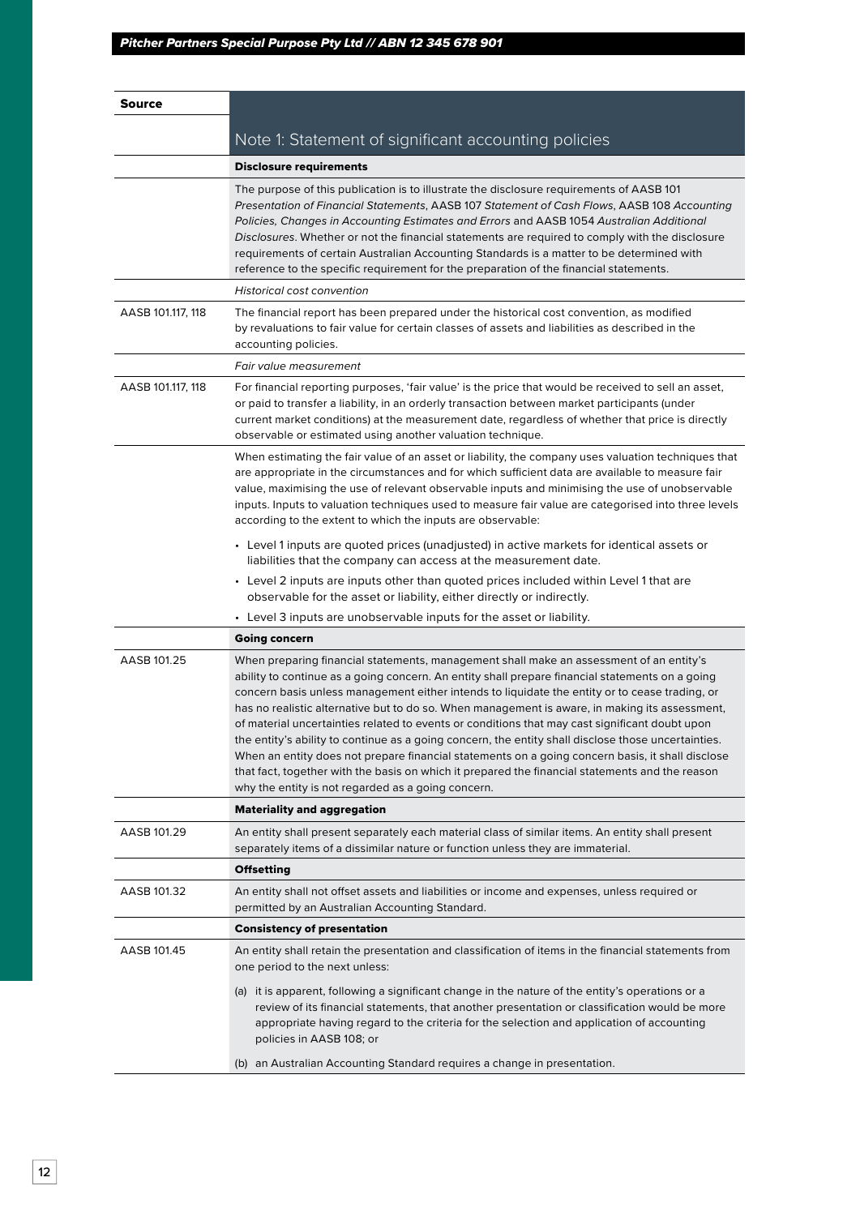| Source | Note 1: Statement of significant accounting policies |
|---|---|
| | **Disclosure requirements** |
| | The purpose of this publication is to illustrate the disclosure requirements of AASB 101 *Presentation of Financial Statements*, AASB 107 *Statement of Cash Flows*, AASB 108 *Accounting Policies, Changes in Accounting Estimates and Errors* and AASB 1054 *Australian Additional Disclosures*. Whether or not the financial statements are required to comply with the disclosure requirements of certain Australian Accounting Standards is a matter to be determined with reference to the specific requirement for the preparation of the financial statements. |
| | *Historical cost convention* |
| AASB 101.117, 118 | The financial report has been prepared under the historical cost convention, as modified by revaluations to fair value for certain classes of assets and liabilities as described in the accounting policies. |
| | *Fair value measurement* |
| AASB 101.117, 118 | For financial reporting purposes, 'fair value' is the price that would be received to sell an asset, or paid to transfer a liability, in an orderly transaction between market participants (under current market conditions) at the measurement date, regardless of whether that price is directly observable or estimated using another valuation technique. |
| | When estimating the fair value of an asset or liability, the company uses valuation techniques that are appropriate in the circumstances and for which sufficient data are available to measure fair value, maximising the use of relevant observable inputs and minimising the use of unobservable inputs. Inputs to valuation techniques used to measure fair value are categorised into three levels according to the extent to which the inputs are observable:<br>• Level 1 inputs are quoted prices (unadjusted) in active markets for identical assets or liabilities that the company can access at the measurement date.<br>• Level 2 inputs are inputs other than quoted prices included within Level 1 that are observable for the asset or liability, either directly or indirectly.<br>• Level 3 inputs are unobservable inputs for the asset or liability. |
| | **Going concern** |
| AASB 101.25 | When preparing financial statements, management shall make an assessment of an entity's ability to continue as a going concern. An entity shall prepare financial statements on a going concern basis unless management either intends to liquidate the entity or to cease trading, or has no realistic alternative but to do so. When management is aware, in making its assessment, of material uncertainties related to events or conditions that may cast significant doubt upon the entity's ability to continue as a going concern, the entity shall disclose those uncertainties. When an entity does not prepare financial statements on a going concern basis, it shall disclose that fact, together with the basis on which it prepared the financial statements and the reason why the entity is not regarded as a going concern. |
| | **Materiality and aggregation** |
| AASB 101.29 | An entity shall present separately each material class of similar items. An entity shall present separately items of a dissimilar nature or function unless they are immaterial. |
| | **Offsetting** |
| AASB 101.32 | An entity shall not offset assets and liabilities or income and expenses, unless required or permitted by an Australian Accounting Standard. |
| | **Consistency of presentation** |
| AASB 101.45 | An entity shall retain the presentation and classification of items in the financial statements from one period to the next unless:<br>(a) it is apparent, following a significant change in the nature of the entity's operations or a review of its financial statements, that another presentation or classification would be more appropriate having regard to the criteria for the selection and application of accounting policies in AASB 108; or<br>(b) an Australian Accounting Standard requires a change in presentation. |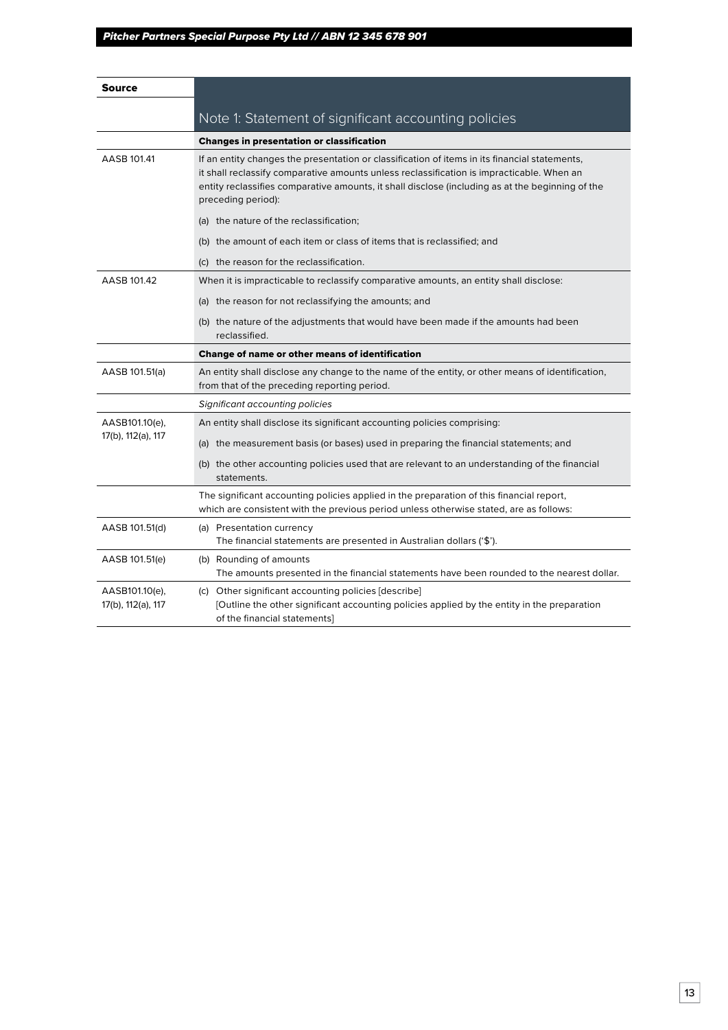| Source | Note 1: Statement of significant accounting policies |
|---|---|
| | **Changes in presentation or classification** |
| AASB 101.41 | If an entity changes the presentation or classification of items in its financial statements, it shall reclassify comparative amounts unless reclassification is impracticable. When an entity reclassifies comparative amounts, it shall disclose (including as at the beginning of the preceding period): |
| | (a) the nature of the reclassification; |
| | (b) the amount of each item or class of items that is reclassified; and |
| | (c) the reason for the reclassification. |
| AASB 101.42 | When it is impracticable to reclassify comparative amounts, an entity shall disclose: |
| | (a) the reason for not reclassifying the amounts; and |
| | (b) the nature of the adjustments that would have been made if the amounts had been reclassified. |
| | **Change of name or other means of identification** |
| AASB 101.51(a) | An entity shall disclose any change to the name of the entity, or other means of identification, from that of the preceding reporting period. |
| | *Significant accounting policies* |
| AASB101.10(e), 17(b), 112(a), 117 | An entity shall disclose its significant accounting policies comprising: |
| | (a) the measurement basis (or bases) used in preparing the financial statements; and |
| | (b) the other accounting policies used that are relevant to an understanding of the financial statements. |
| | The significant accounting policies applied in the preparation of this financial report, which are consistent with the previous period unless otherwise stated, are as follows: |
| AASB 101.51(d) | (a) Presentation currency<br>The financial statements are presented in Australian dollars ('$'). |
| AASB 101.51(e) | (b) Rounding of amounts<br>The amounts presented in the financial statements have been rounded to the nearest dollar. |
| AASB101.10(e), 17(b), 112(a), 117 | (c) Other significant accounting policies [describe]<br>[Outline the other significant accounting policies applied by the entity in the preparation of the financial statements] |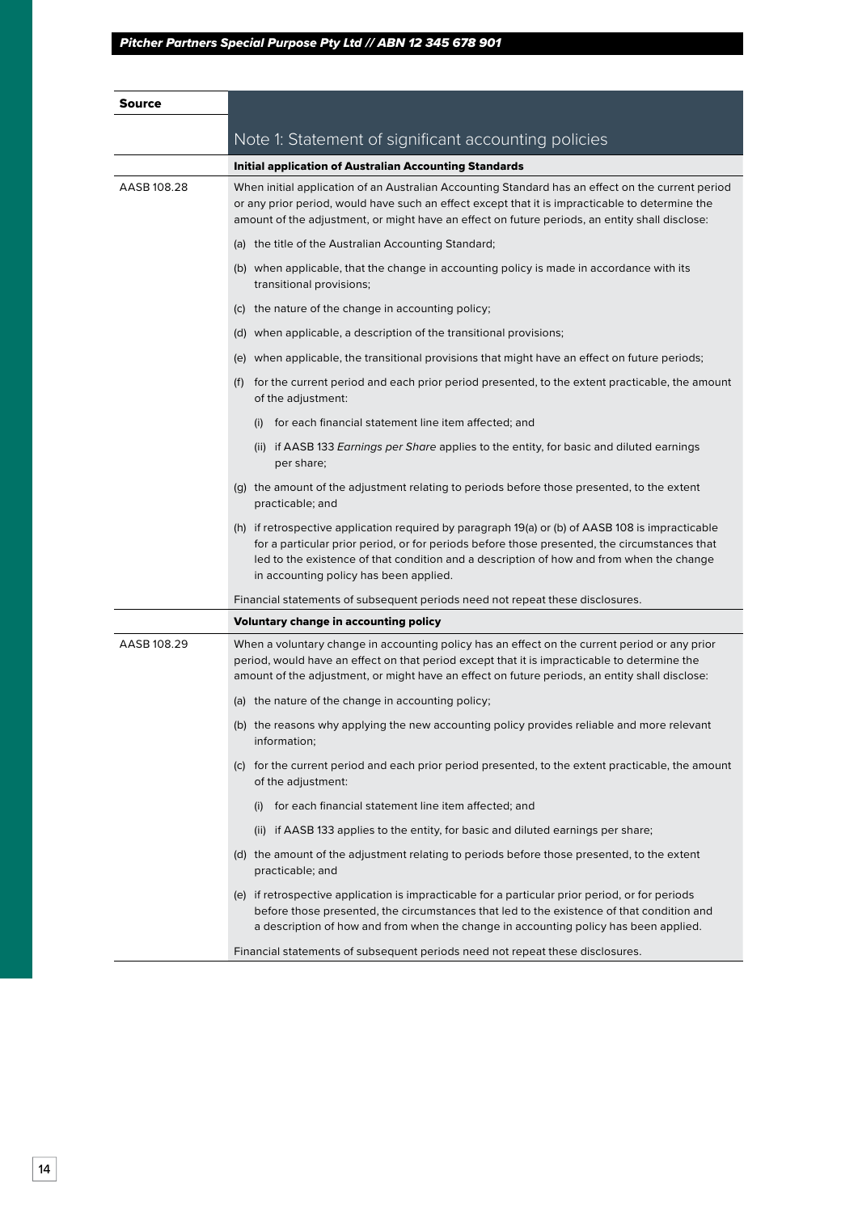| Source | Note 1: Statement of significant accounting policies |
|---|---|
| | **Initial application of Australian Accounting Standards** |
| AASB 108.28 | When initial application of an Australian Accounting Standard has an effect on the current period or any prior period, would have such an effect except that it is impracticable to determine the amount of the adjustment, or might have an effect on future periods, an entity shall disclose:<br><br>(a) the title of the Australian Accounting Standard;<br><br>(b) when applicable, that the change in accounting policy is made in accordance with its transitional provisions;<br><br>(c) the nature of the change in accounting policy;<br><br>(d) when applicable, a description of the transitional provisions;<br><br>(e) when applicable, the transitional provisions that might have an effect on future periods;<br><br>(f) for the current period and each prior period presented, to the extent practicable, the amount of the adjustment:<br><br>(i) for each financial statement line item affected; and<br><br>(ii) if AASB 133 *Earnings per Share* applies to the entity, for basic and diluted earnings per share;<br><br>(g) the amount of the adjustment relating to periods before those presented, to the extent practicable; and<br><br>(h) if retrospective application required by paragraph 19(a) or (b) of AASB 108 is impracticable for a particular prior period, or for periods before those presented, the circumstances that led to the existence of that condition and a description of how and from when the change in accounting policy has been applied.<br><br>Financial statements of subsequent periods need not repeat these disclosures. |
| | **Voluntary change in accounting policy** |
| AASB 108.29 | When a voluntary change in accounting policy has an effect on the current period or any prior period, would have an effect on that period except that it is impracticable to determine the amount of the adjustment, or might have an effect on future periods, an entity shall disclose:<br><br>(a) the nature of the change in accounting policy;<br><br>(b) the reasons why applying the new accounting policy provides reliable and more relevant information;<br><br>(c) for the current period and each prior period presented, to the extent practicable, the amount of the adjustment:<br><br>(i) for each financial statement line item affected; and<br><br>(ii) if AASB 133 applies to the entity, for basic and diluted earnings per share;<br><br>(d) the amount of the adjustment relating to periods before those presented, to the extent practicable; and<br><br>(e) if retrospective application is impracticable for a particular prior period, or for periods before those presented, the circumstances that led to the existence of that condition and a description of how and from when the change in accounting policy has been applied.<br><br>Financial statements of subsequent periods need not repeat these disclosures. |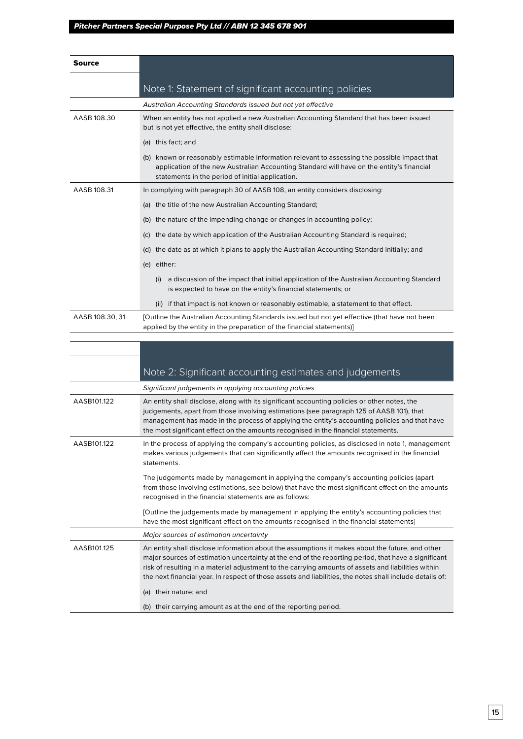| Source | |
|---|---|
| | **Note 1: Statement of significant accounting policies** |
| | *Australian Accounting Standards issued but not yet effective* |
| AASB 108.30 | When an entity has not applied a new Australian Accounting Standard that has been issued but is not yet effective, the entity shall disclose:<br>(a) this fact; and<br>(b) known or reasonably estimable information relevant to assessing the possible impact that application of the new Australian Accounting Standard will have on the entity's financial statements in the period of initial application. |
| AASB 108.31 | In complying with paragraph 30 of AASB 108, an entity considers disclosing:<br>(a) the title of the new Australian Accounting Standard;<br>(b) the nature of the impending change or changes in accounting policy;<br>(c) the date by which application of the Australian Accounting Standard is required;<br>(d) the date as at which it plans to apply the Australian Accounting Standard initially; and<br>(e) either:<br>(i) a discussion of the impact that initial application of the Australian Accounting Standard is expected to have on the entity's financial statements; or<br>(ii) if that impact is not known or reasonably estimable, a statement to that effect. |
| AASB 108.30, 31 | [Outline the Australian Accounting Standards issued but not yet effective (that have not been applied by the entity in the preparation of the financial statements)] |

| | |
|---|---|
| | **Note 2: Significant accounting estimates and judgements** |
| | *Significant judgements in applying accounting policies* |
| AASB101.122 | An entity shall disclose, along with its significant accounting policies or other notes, the judgements, apart from those involving estimations (see paragraph 125 of AASB 101), that management has made in the process of applying the entity's accounting policies and that have the most significant effect on the amounts recognised in the financial statements. |
| AASB101.122 | In the process of applying the company's accounting policies, as disclosed in note 1, management makes various judgements that can significantly affect the amounts recognised in the financial statements.<br>The judgements made by management in applying the company's accounting policies (apart from those involving estimations, see below) that have the most significant effect on the amounts recognised in the financial statements are as follows:<br>[Outline the judgements made by management in applying the entity's accounting policies that have the most significant effect on the amounts recognised in the financial statements] |
| | *Major sources of estimation uncertainty* |
| AASB101.125 | An entity shall disclose information about the assumptions it makes about the future, and other major sources of estimation uncertainty at the end of the reporting period, that have a significant risk of resulting in a material adjustment to the carrying amounts of assets and liabilities within the next financial year. In respect of those assets and liabilities, the notes shall include details of:<br>(a) their nature; and<br>(b) their carrying amount as at the end of the reporting period. |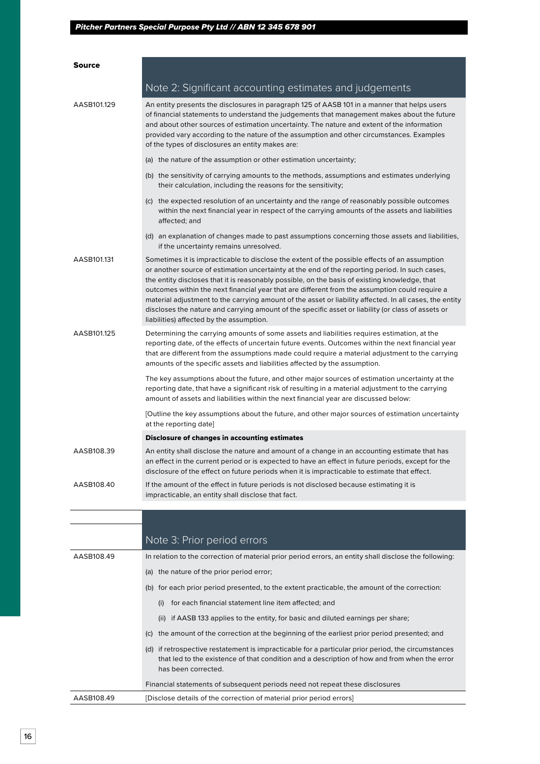| Source | |
|---|---|
| | ## Note 2: Significant accounting estimates and judgements |
| AASB101.129 | An entity presents the disclosures in paragraph 125 of AASB 101 in a manner that helps users of financial statements to understand the judgements that management makes about the future and about other sources of estimation uncertainty. The nature and extent of the information provided vary according to the nature of the assumption and other circumstances. Examples of the types of disclosures an entity makes are:<br>(a) the nature of the assumption or other estimation uncertainty;<br>(b) the sensitivity of carrying amounts to the methods, assumptions and estimates underlying their calculation, including the reasons for the sensitivity;<br>(c) the expected resolution of an uncertainty and the range of reasonably possible outcomes within the next financial year in respect of the carrying amounts of the assets and liabilities affected; and<br>(d) an explanation of changes made to past assumptions concerning those assets and liabilities, if the uncertainty remains unresolved. |
| AASB101.131 | Sometimes it is impracticable to disclose the extent of the possible effects of an assumption or another source of estimation uncertainty at the end of the reporting period. In such cases, the entity discloses that it is reasonably possible, on the basis of existing knowledge, that outcomes within the next financial year that are different from the assumption could require a material adjustment to the carrying amount of the asset or liability affected. In all cases, the entity discloses the nature and carrying amount of the specific asset or liability (or class of assets or liabilities) affected by the assumption. |
| AASB101.125 | Determining the carrying amounts of some assets and liabilities requires estimation, at the reporting date, of the effects of uncertain future events. Outcomes within the next financial year that are different from the assumptions made could require a material adjustment to the carrying amounts of the specific assets and liabilities affected by the assumption.<br><br>The key assumptions about the future, and other major sources of estimation uncertainty at the reporting date, that have a significant risk of resulting in a material adjustment to the carrying amount of assets and liabilities within the next financial year are discussed below:<br><br>[Outline the key assumptions about the future, and other major sources of estimation uncertainty at the reporting date] |
| | **Disclosure of changes in accounting estimates** |
| AASB108.39 | An entity shall disclose the nature and amount of a change in an accounting estimate that has an effect in the current period or is expected to have an effect in future periods, except for the disclosure of the effect on future periods when it is impracticable to estimate that effect. |
| AASB108.40 | If the amount of the effect in future periods is not disclosed because estimating it is impracticable, an entity shall disclose that fact. |

| | |
|---|---|
| | ## Note 3: Prior period errors |
| AASB108.49 | In relation to the correction of material prior period errors, an entity shall disclose the following:<br>(a) the nature of the prior period error;<br>(b) for each prior period presented, to the extent practicable, the amount of the correction:<br>(i) for each financial statement line item affected; and<br>(ii) if AASB 133 applies to the entity, for basic and diluted earnings per share;<br>(c) the amount of the correction at the beginning of the earliest prior period presented; and<br>(d) if retrospective restatement is impracticable for a particular prior period, the circumstances that led to the existence of that condition and a description of how and from when the error has been corrected.<br><br>Financial statements of subsequent periods need not repeat these disclosures |
| AASB108.49 | [Disclose details of the correction of material prior period errors] |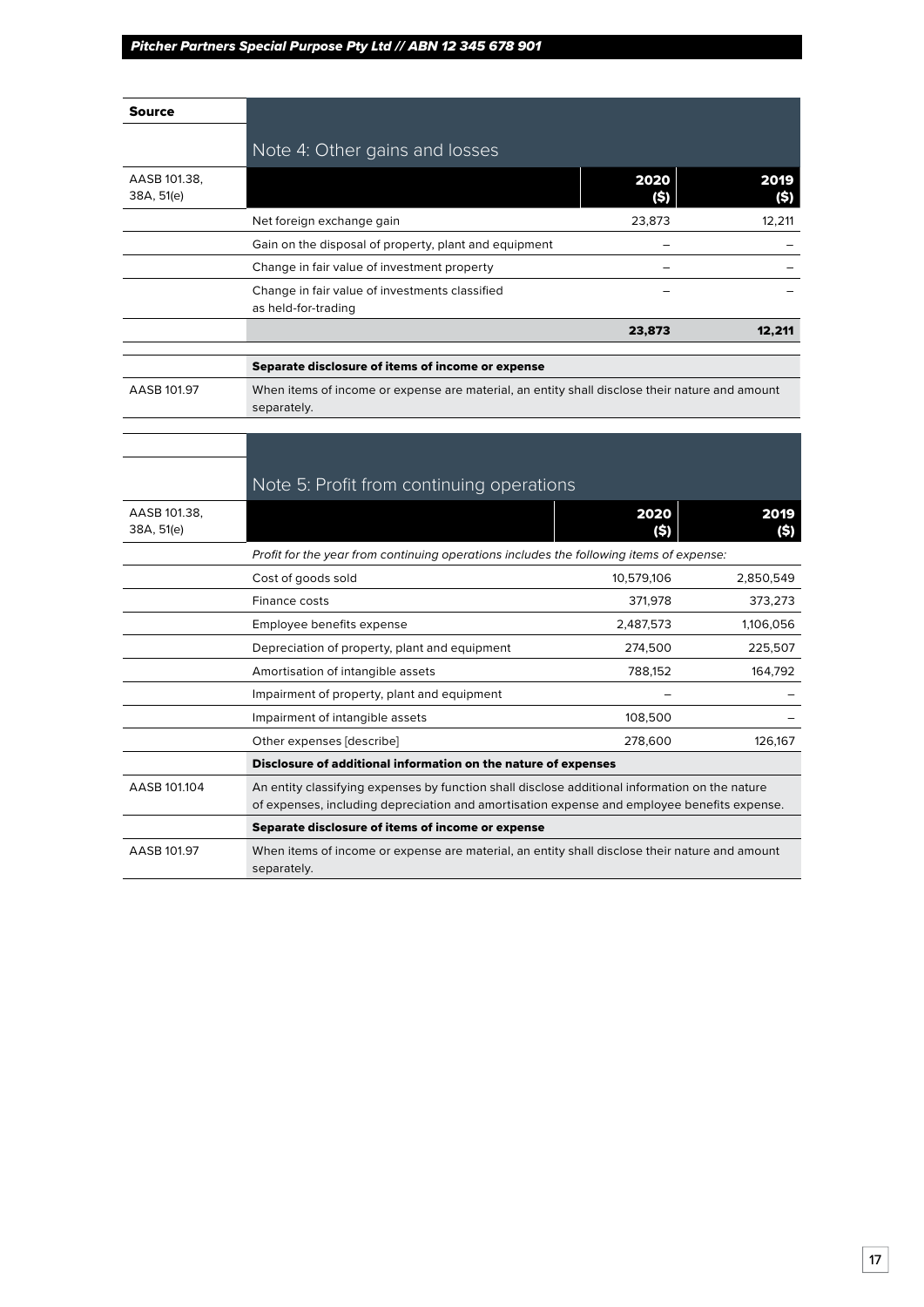| Source | Note 4: Other gains and losses | | |
|---|---|---|---|
| AASB 101.38, 38A, 51(e) | | **2020 ($)** | **2019 ($)** |
| | Net foreign exchange gain | 23,873 | 12,211 |
| | Gain on the disposal of property, plant and equipment | – | – |
| | Change in fair value of investment property | – | – |
| | Change in fair value of investments classified as held-for-trading | – | – |
| | | **23,873** | **12,211** |

| | |
|---|---|
| | **Separate disclosure of items of income or expense** |
| AASB 101.97 | When items of income or expense are material, an entity shall disclose their nature and amount separately. |

| | Note 5: Profit from continuing operations | | |
|---|---|---|---|
| AASB 101.38, 38A, 51(e) | | **2020 ($)** | **2019 ($)** |
| | *Profit for the year from continuing operations includes the following items of expense:* | | |
| | Cost of goods sold | 10,579,106 | 2,850,549 |
| | Finance costs | 371,978 | 373,273 |
| | Employee benefits expense | 2,487,573 | 1,106,056 |
| | Depreciation of property, plant and equipment | 274,500 | 225,507 |
| | Amortisation of intangible assets | 788,152 | 164,792 |
| | Impairment of property, plant and equipment | – | – |
| | Impairment of intangible assets | 108,500 | – |
| | Other expenses [describe] | 278,600 | 126,167 |

| | |
|---|---|
| | **Disclosure of additional information on the nature of expenses** |
| AASB 101.104 | An entity classifying expenses by function shall disclose additional information on the nature of expenses, including depreciation and amortisation expense and employee benefits expense. |
| | **Separate disclosure of items of income or expense** |
| AASB 101.97 | When items of income or expense are material, an entity shall disclose their nature and amount separately. |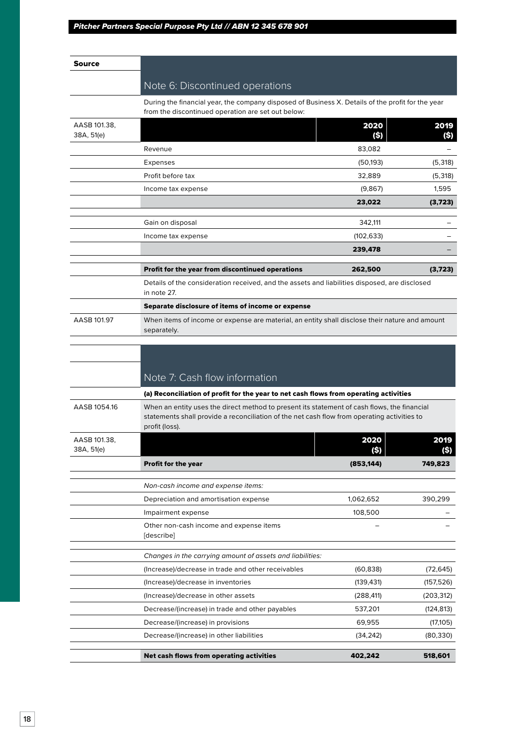| Source | |
|---|---|

## Note 6: Discontinued operations

During the financial year, the company disposed of Business X. Details of the profit for the year from the discontinued operation are set out below:

| Source | | 2020 ($) | 2019 ($) |
|---|---|---|---|
| AASB 101.38, 38A, 51(e) | | | |
| | Revenue | 83,082 | – |
| | Expenses | (50,193) | (5,318) |
| | Profit before tax | 32,889 | (5,318) |
| | Income tax expense | (9,867) | 1,595 |
| | | **23,022** | **(3,723)** |
| | Gain on disposal | 342,111 | – |
| | Income tax expense | (102,633) | – |
| | | **239,478** | – |
| | **Profit for the year from discontinued operations** | **262,500** | **(3,723)** |

Details of the consideration received, and the assets and liabilities disposed, are disclosed in note 27.

**Separate disclosure of items of income or expense**

| Source | |
|---|---|
| AASB 101.97 | When items of income or expense are material, an entity shall disclose their nature and amount separately. |

## Note 7: Cash flow information

**(a) Reconciliation of profit for the year to net cash flows from operating activities**

| Source | |
|---|---|
| AASB 1054.16 | When an entity uses the direct method to present its statement of cash flows, the financial statements shall provide a reconciliation of the net cash flow from operating activities to profit (loss). |

| Source | | 2020 ($) | 2019 ($) |
|---|---|---|---|
| AASB 101.38, 38A, 51(e) | | | |
| | **Profit for the year** | **(853,144)** | **749,823** |
| | *Non-cash income and expense items:* | | |
| | Depreciation and amortisation expense | 1,062,652 | 390,299 |
| | Impairment expense | 108,500 | – |
| | Other non-cash income and expense items [describe] | – | – |
| | *Changes in the carrying amount of assets and liabilities:* | | |
| | (Increase)/decrease in trade and other receivables | (60,838) | (72,645) |
| | (Increase)/decrease in inventories | (139,431) | (157,526) |
| | (Increase)/decrease in other assets | (288,411) | (203,312) |
| | Decrease/(increase) in trade and other payables | 537,201 | (124,813) |
| | Decrease/(increase) in provisions | 69,955 | (17,105) |
| | Decrease/(increase) in other liabilities | (34,242) | (80,330) |
| | **Net cash flows from operating activities** | **402,242** | **518,601** |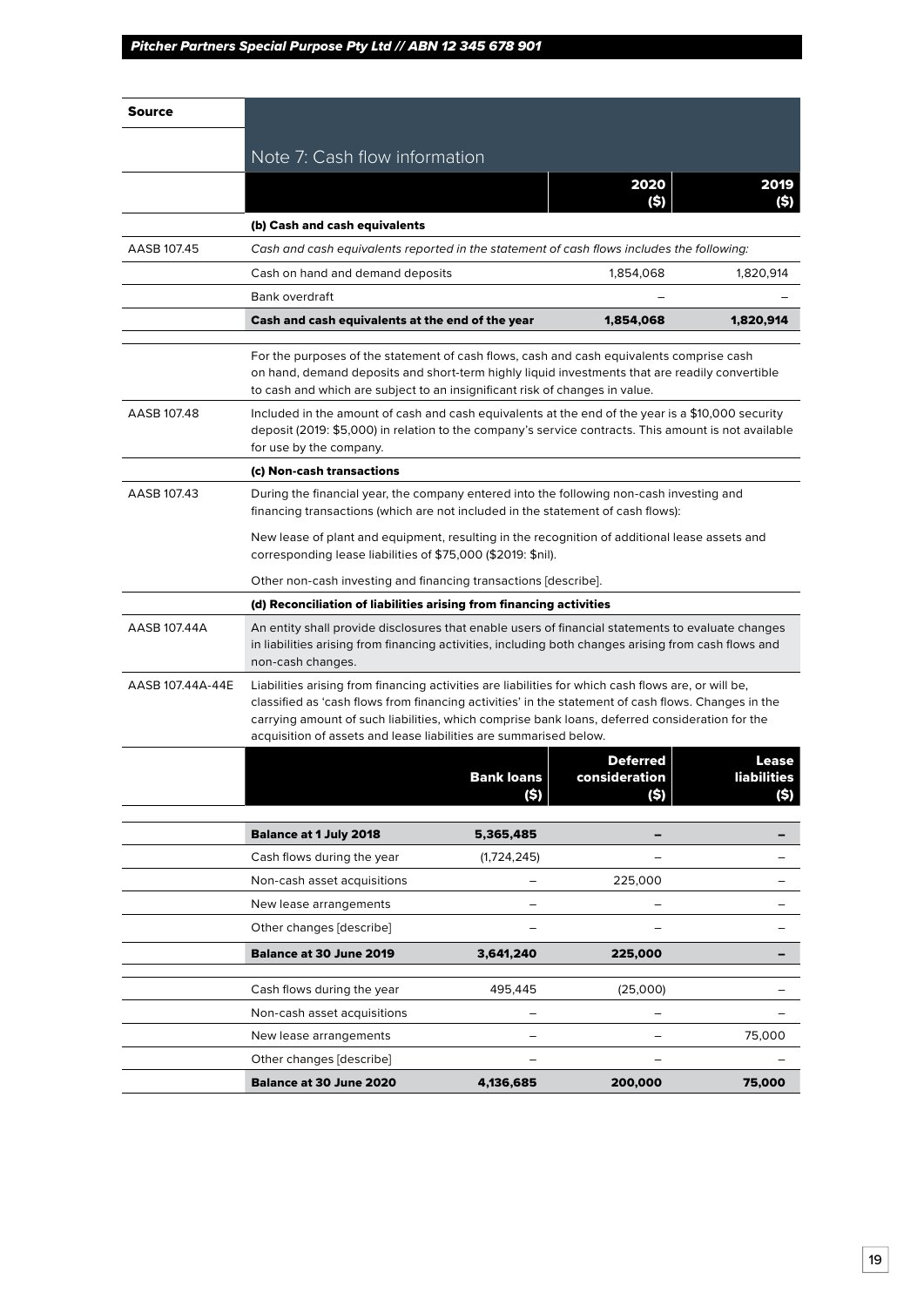| Source | Note 7: Cash flow information | | |
|---|---|---|---|
| | | **2020 ($)** | **2019 ($)** |
| | **(b) Cash and cash equivalents** | | |
| AASB 107.45 | *Cash and cash equivalents reported in the statement of cash flows includes the following:* | | |
| | Cash on hand and demand deposits | 1,854,068 | 1,820,914 |
| | Bank overdraft | – | – |
| | **Cash and cash equivalents at the end of the year** | **1,854,068** | **1,820,914** |

For the purposes of the statement of cash flows, cash and cash equivalents comprise cash on hand, demand deposits and short-term highly liquid investments that are readily convertible to cash and which are subject to an insignificant risk of changes in value.

AASB 107.48 — Included in the amount of cash and cash equivalents at the end of the year is a $10,000 security deposit (2019: $5,000) in relation to the company's service contracts. This amount is not available for use by the company.

**(c) Non-cash transactions**

AASB 107.43 — During the financial year, the company entered into the following non-cash investing and financing transactions (which are not included in the statement of cash flows):

New lease of plant and equipment, resulting in the recognition of additional lease assets and corresponding lease liabilities of $75,000 ($2019: $nil).

Other non-cash investing and financing transactions [describe].

**(d) Reconciliation of liabilities arising from financing activities**

AASB 107.44A — An entity shall provide disclosures that enable users of financial statements to evaluate changes in liabilities arising from financing activities, including both changes arising from cash flows and non-cash changes.

AASB 107.44A-44E — Liabilities arising from financing activities are liabilities for which cash flows are, or will be, classified as 'cash flows from financing activities' in the statement of cash flows. Changes in the carrying amount of such liabilities, which comprise bank loans, deferred consideration for the acquisition of assets and lease liabilities are summarised below.

| | Bank loans ($) | Deferred consideration ($) | Lease liabilities ($) |
|---|---|---|---|
| **Balance at 1 July 2018** | **5,365,485** | **–** | **–** |
| Cash flows during the year | (1,724,245) | – | – |
| Non-cash asset acquisitions | – | 225,000 | – |
| New lease arrangements | – | – | – |
| Other changes [describe] | – | – | – |
| **Balance at 30 June 2019** | **3,641,240** | **225,000** | **–** |
| Cash flows during the year | 495,445 | (25,000) | – |
| Non-cash asset acquisitions | – | – | – |
| New lease arrangements | – | – | 75,000 |
| Other changes [describe] | – | – | – |
| **Balance at 30 June 2020** | **4,136,685** | **200,000** | **75,000** |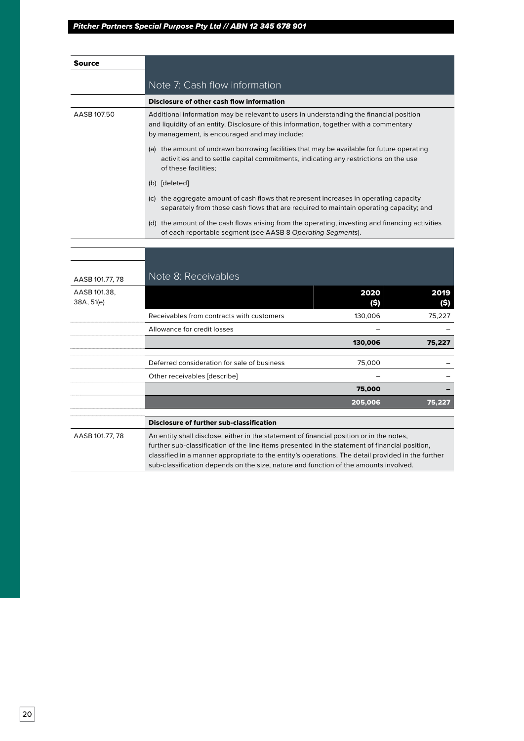| Source | |
|---|---|
| | ## Note 7: Cash flow information |
| | **Disclosure of other cash flow information** |
| AASB 107.50 | Additional information may be relevant to users in understanding the financial position and liquidity of an entity. Disclosure of this information, together with a commentary by management, is encouraged and may include: |
| | (a) the amount of undrawn borrowing facilities that may be available for future operating activities and to settle capital commitments, indicating any restrictions on the use of these facilities; |
| | (b) [deleted] |
| | (c) the aggregate amount of cash flows that represent increases in operating capacity separately from those cash flows that are required to maintain operating capacity; and |
| | (d) the amount of the cash flows arising from the operating, investing and financing activities of each reportable segment (see AASB 8 *Operating Segments*). |

## Note 8: Receivables

| Source | | 2020 ($) | 2019 ($) |
|---|---|---|---|
| AASB 101.77, 78 | | | |
| AASB 101.38, 38A, 51(e) | | | |
| | Receivables from contracts with customers | 130,006 | 75,227 |
| | Allowance for credit losses | – | – |
| | | **130,006** | **75,227** |
| | Deferred consideration for sale of business | 75,000 | – |
| | Other receivables [describe] | – | – |
| | | **75,000** | **–** |
| | | **205,006** | **75,227** |

| Source | |
|---|---|
| | **Disclosure of further sub-classification** |
| AASB 101.77, 78 | An entity shall disclose, either in the statement of financial position or in the notes, further sub-classification of the line items presented in the statement of financial position, classified in a manner appropriate to the entity's operations. The detail provided in the further sub-classification depends on the size, nature and function of the amounts involved. |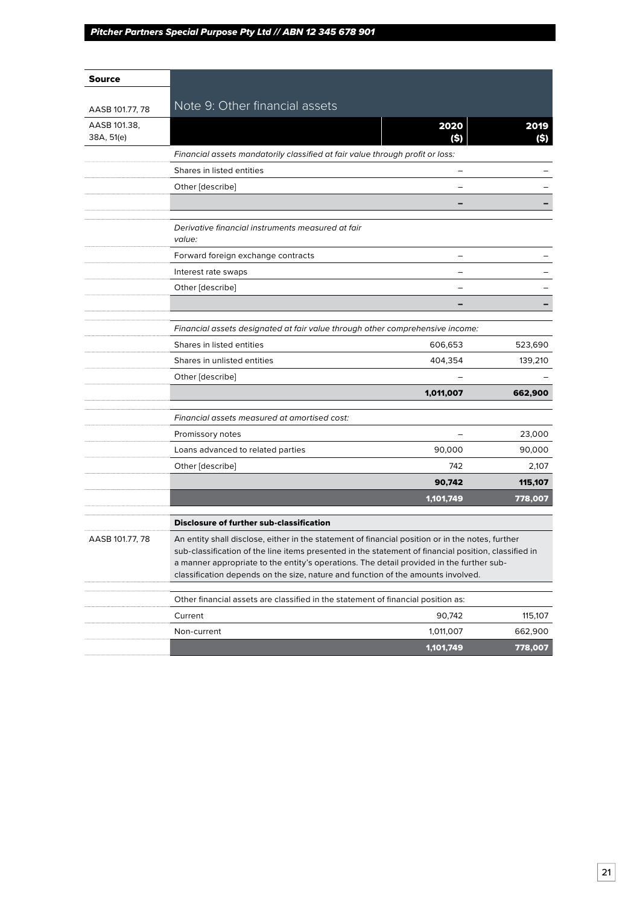| Source | Note 9: Other financial assets | | |
|---|---|---|---|
| AASB 101.77, 78 | | | |
| AASB 101.38, 38A, 51(e) | | **2020 ($)** | **2019 ($)** |
| | *Financial assets mandatorily classified at fair value through profit or loss:* | | |
| | Shares in listed entities | – | – |
| | Other [describe] | – | – |
| | | **–** | **–** |
| | *Derivative financial instruments measured at fair value:* | | |
| | Forward foreign exchange contracts | – | – |
| | Interest rate swaps | – | – |
| | Other [describe] | – | – |
| | | **–** | **–** |
| | *Financial assets designated at fair value through other comprehensive income:* | | |
| | Shares in listed entities | 606,653 | 523,690 |
| | Shares in unlisted entities | 404,354 | 139,210 |
| | Other [describe] | – | – |
| | | **1,011,007** | **662,900** |
| | *Financial assets measured at amortised cost:* | | |
| | Promissory notes | – | 23,000 |
| | Loans advanced to related parties | 90,000 | 90,000 |
| | Other [describe] | 742 | 2,107 |
| | | **90,742** | **115,107** |
| | | **1,101,749** | **778,007** |

| Source | **Disclosure of further sub-classification** |
|---|---|
| AASB 101.77, 78 | An entity shall disclose, either in the statement of financial position or in the notes, further sub-classification of the line items presented in the statement of financial position, classified in a manner appropriate to the entity's operations. The detail provided in the further sub-classification depends on the size, nature and function of the amounts involved. |

| | | 2020 ($) | 2019 ($) |
|---|---|---|---|
| | Other financial assets are classified in the statement of financial position as: | | |
| | Current | 90,742 | 115,107 |
| | Non-current | 1,011,007 | 662,900 |
| | | **1,101,749** | **778,007** |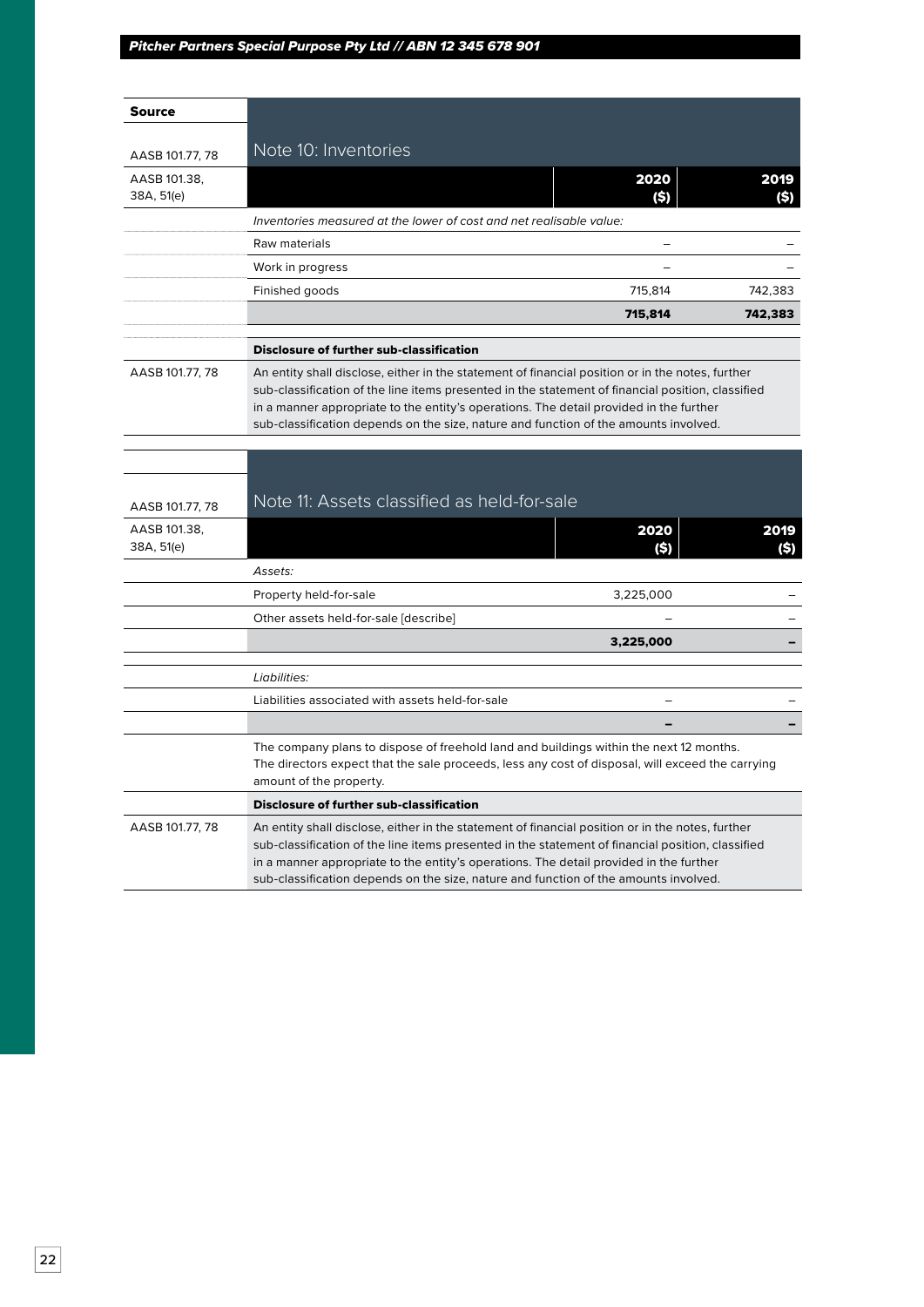| Source | Note 10: Inventories | | |
|---|---|---|---|
| AASB 101.77, 78 | | | |
| AASB 101.38, 38A, 51(e) | | **2020 ($)** | **2019 ($)** |
| | *Inventories measured at the lower of cost and net realisable value:* | | |
| | Raw materials | – | – |
| | Work in progress | – | – |
| | Finished goods | 715,814 | 742,383 |
| | | **715,814** | **742,383** |

| Source | |
|---|---|
| | **Disclosure of further sub-classification** |
| AASB 101.77, 78 | An entity shall disclose, either in the statement of financial position or in the notes, further sub-classification of the line items presented in the statement of financial position, classified in a manner appropriate to the entity's operations. The detail provided in the further sub-classification depends on the size, nature and function of the amounts involved. |

| Source | Note 11: Assets classified as held-for-sale | | |
|---|---|---|---|
| AASB 101.77, 78 | | | |
| AASB 101.38, 38A, 51(e) | | **2020 ($)** | **2019 ($)** |
| | *Assets:* | | |
| | Property held-for-sale | 3,225,000 | – |
| | Other assets held-for-sale [describe] | – | – |
| | | **3,225,000** | **–** |
| | *Liabilities:* | | |
| | Liabilities associated with assets held-for-sale | – | – |
| | | **–** | **–** |

The company plans to dispose of freehold land and buildings within the next 12 months. The directors expect that the sale proceeds, less any cost of disposal, will exceed the carrying amount of the property.

| Source | |
|---|---|
| | **Disclosure of further sub-classification** |
| AASB 101.77, 78 | An entity shall disclose, either in the statement of financial position or in the notes, further sub-classification of the line items presented in the statement of financial position, classified in a manner appropriate to the entity's operations. The detail provided in the further sub-classification depends on the size, nature and function of the amounts involved. |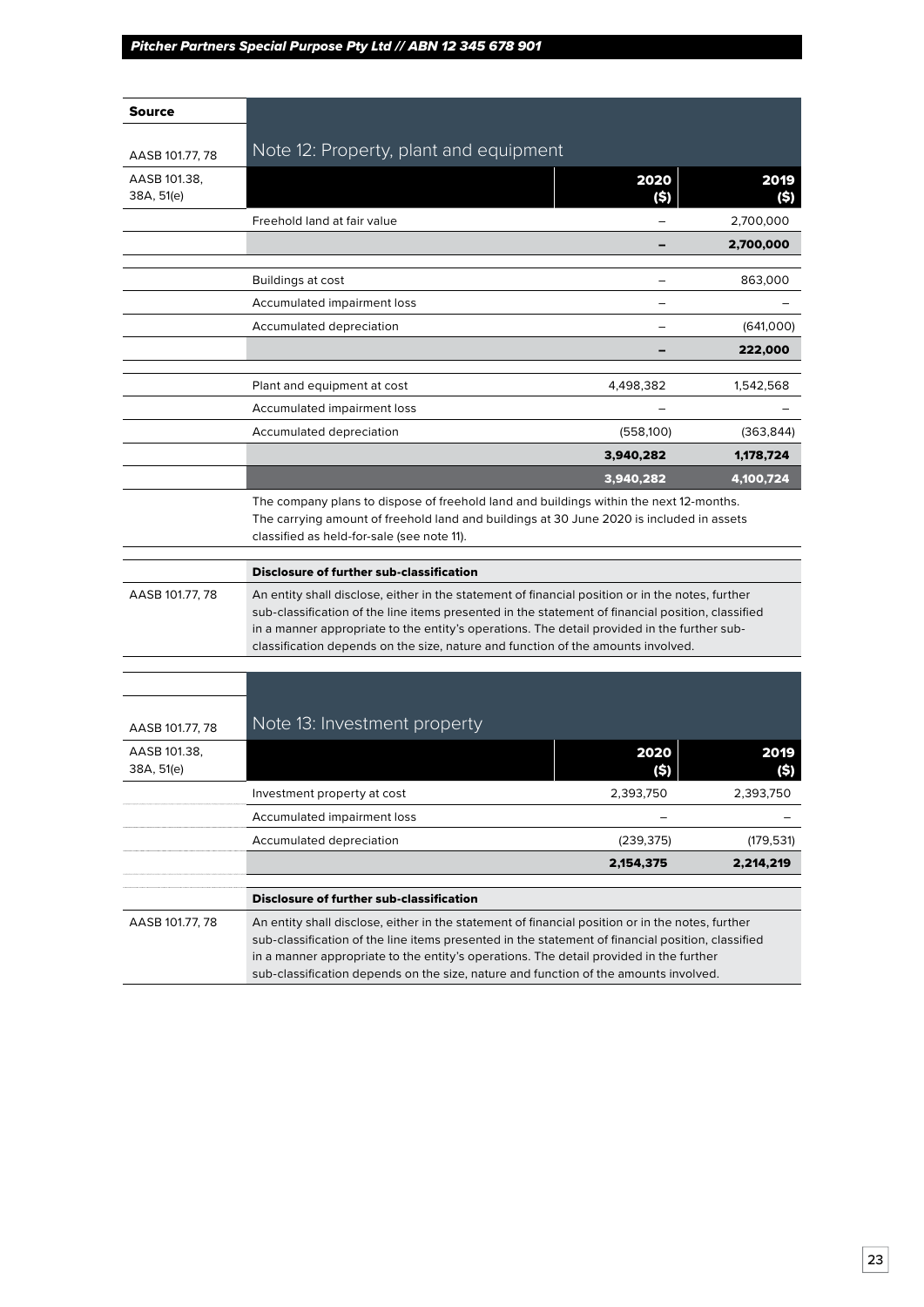| Source | Note 12: Property, plant and equipment | | |
|---|---|---|---|
| AASB 101.77, 78 | | | |
| AASB 101.38, 38A, 51(e) | | **2020 ($)** | **2019 ($)** |
| | Freehold land at fair value | – | 2,700,000 |
| | | **–** | **2,700,000** |
| | Buildings at cost | – | 863,000 |
| | Accumulated impairment loss | – | – |
| | Accumulated depreciation | – | (641,000) |
| | | **–** | **222,000** |
| | Plant and equipment at cost | 4,498,382 | 1,542,568 |
| | Accumulated impairment loss | – | – |
| | Accumulated depreciation | (558,100) | (363,844) |
| | | **3,940,282** | **1,178,724** |
| | | **3,940,282** | **4,100,724** |

The company plans to dispose of freehold land and buildings within the next 12-months. The carrying amount of freehold land and buildings at 30 June 2020 is included in assets classified as held-for-sale (see note 11).

**Disclosure of further sub-classification**

AASB 101.77, 78 — An entity shall disclose, either in the statement of financial position or in the notes, further sub-classification of the line items presented in the statement of financial position, classified in a manner appropriate to the entity's operations. The detail provided in the further sub-classification depends on the size, nature and function of the amounts involved.

| Source | Note 13: Investment property | | |
|---|---|---|---|
| AASB 101.77, 78 | | | |
| AASB 101.38, 38A, 51(e) | | **2020 ($)** | **2019 ($)** |
| | Investment property at cost | 2,393,750 | 2,393,750 |
| | Accumulated impairment loss | – | – |
| | Accumulated depreciation | (239,375) | (179,531) |
| | | **2,154,375** | **2,214,219** |

**Disclosure of further sub-classification**

AASB 101.77, 78 — An entity shall disclose, either in the statement of financial position or in the notes, further sub-classification of the line items presented in the statement of financial position, classified in a manner appropriate to the entity's operations. The detail provided in the further sub-classification depends on the size, nature and function of the amounts involved.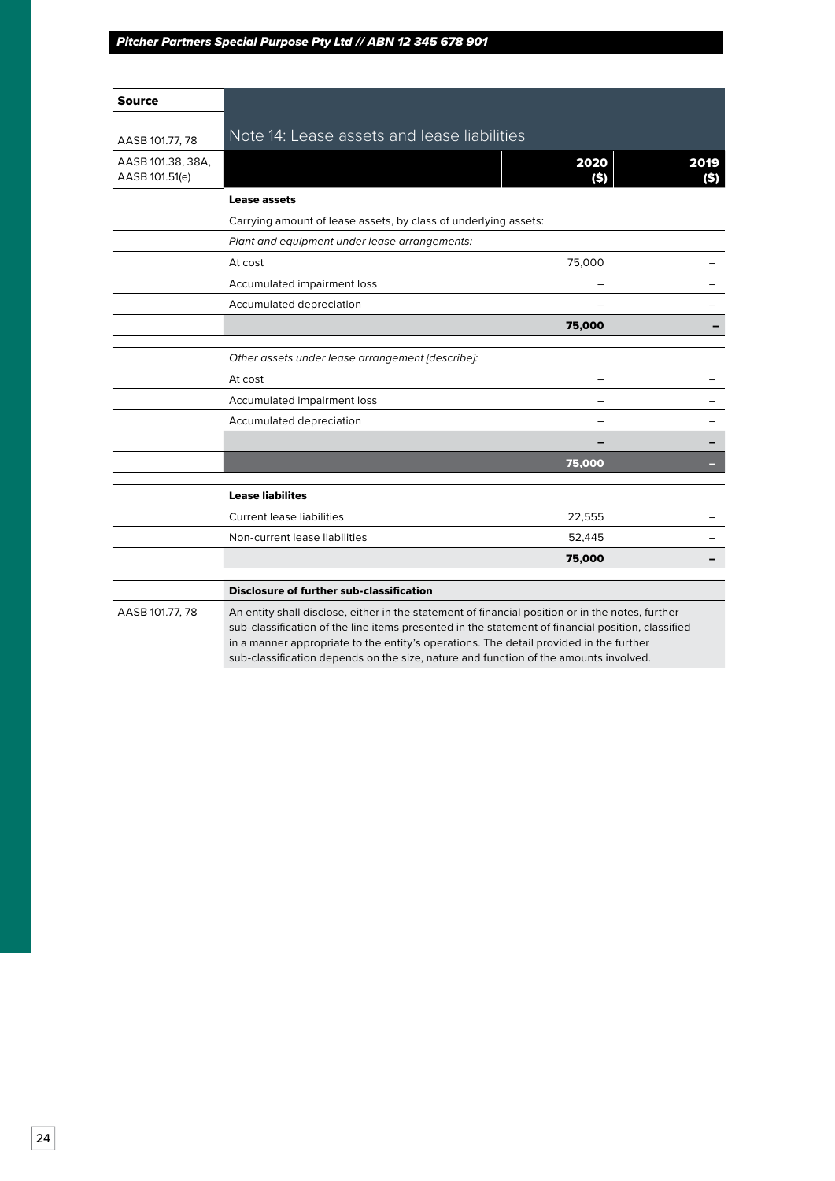| Source | Note 14: Lease assets and lease liabilities | | |
|---|---|---|---|
| AASB 101.77, 78 | | | |
| AASB 101.38, 38A, AASB 101.51(e) | | **2020 ($)** | **2019 ($)** |
| | **Lease assets** | | |
| | Carrying amount of lease assets, by class of underlying assets: | | |
| | *Plant and equipment under lease arrangements:* | | |
| | At cost | 75,000 | – |
| | Accumulated impairment loss | – | – |
| | Accumulated depreciation | – | – |
| | | **75,000** | **–** |
| | *Other assets under lease arrangement [describe]:* | | |
| | At cost | – | – |
| | Accumulated impairment loss | – | – |
| | Accumulated depreciation | – | – |
| | | **–** | **–** |
| | | **75,000** | **–** |
| | **Lease liabilites** | | |
| | Current lease liabilities | 22,555 | – |
| | Non-current lease liabilities | 52,445 | – |
| | | **75,000** | **–** |

| Source | **Disclosure of further sub-classification** |
|---|---|
| AASB 101.77, 78 | An entity shall disclose, either in the statement of financial position or in the notes, further sub-classification of the line items presented in the statement of financial position, classified in a manner appropriate to the entity's operations. The detail provided in the further sub-classification depends on the size, nature and function of the amounts involved. |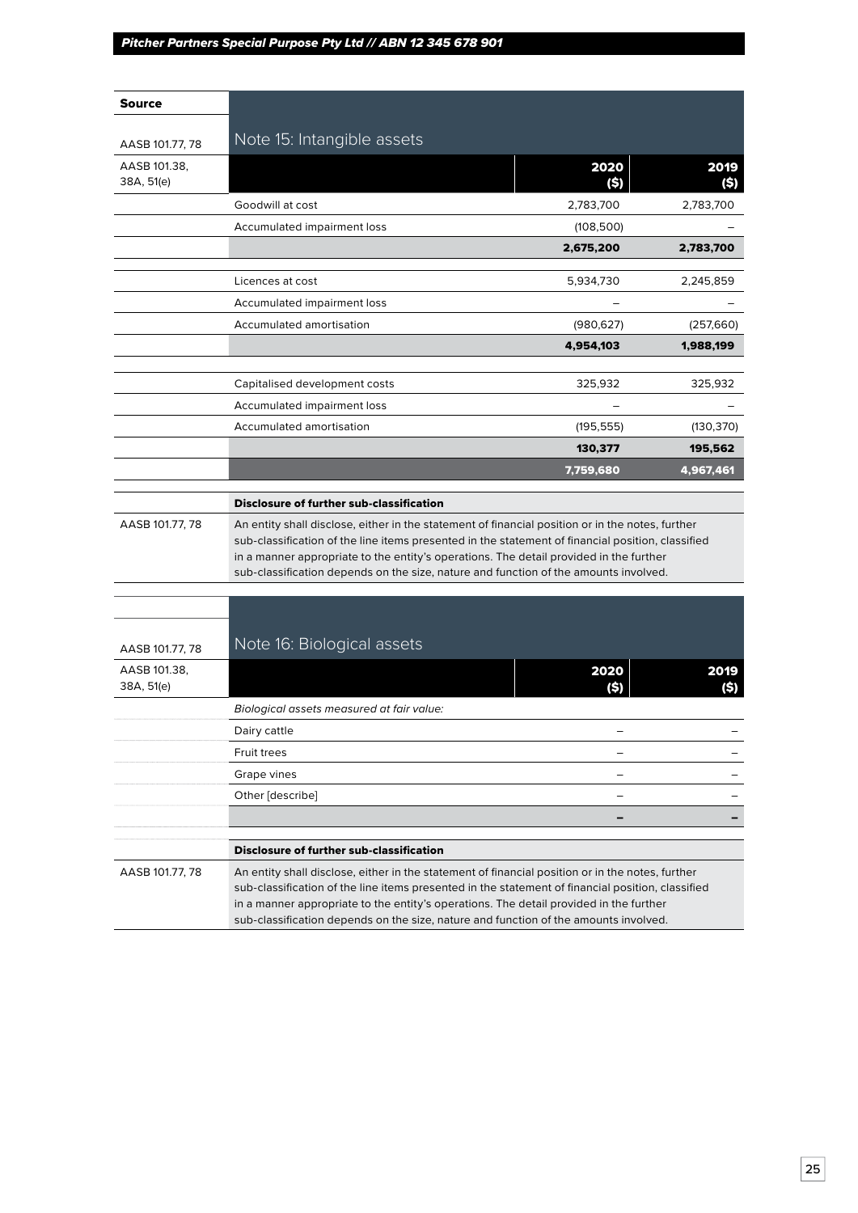| Source | Note 15: Intangible assets | | |
|---|---|---|---|
| AASB 101.77, 78 | | | |
| AASB 101.38, 38A, 51(e) | | **2020 ($)** | **2019 ($)** |
| | Goodwill at cost | 2,783,700 | 2,783,700 |
| | Accumulated impairment loss | (108,500) | – |
| | | **2,675,200** | **2,783,700** |
| | Licences at cost | 5,934,730 | 2,245,859 |
| | Accumulated impairment loss | – | – |
| | Accumulated amortisation | (980,627) | (257,660) |
| | | **4,954,103** | **1,988,199** |
| | Capitalised development costs | 325,932 | 325,932 |
| | Accumulated impairment loss | – | – |
| | Accumulated amortisation | (195,555) | (130,370) |
| | | **130,377** | **195,562** |
| | | **7,759,680** | **4,967,461** |

| | **Disclosure of further sub-classification** |
|---|---|
| AASB 101.77, 78 | An entity shall disclose, either in the statement of financial position or in the notes, further sub-classification of the line items presented in the statement of financial position, classified in a manner appropriate to the entity's operations. The detail provided in the further sub-classification depends on the size, nature and function of the amounts involved. |

| | Note 16: Biological assets | | |
|---|---|---|---|
| AASB 101.77, 78 | | | |
| AASB 101.38, 38A, 51(e) | | **2020 ($)** | **2019 ($)** |
| | *Biological assets measured at fair value:* | | |
| | Dairy cattle | – | – |
| | Fruit trees | – | – |
| | Grape vines | – | – |
| | Other [describe] | – | – |
| | | **–** | **–** |

| | **Disclosure of further sub-classification** |
|---|---|
| AASB 101.77, 78 | An entity shall disclose, either in the statement of financial position or in the notes, further sub-classification of the line items presented in the statement of financial position, classified in a manner appropriate to the entity's operations. The detail provided in the further sub-classification depends on the size, nature and function of the amounts involved. |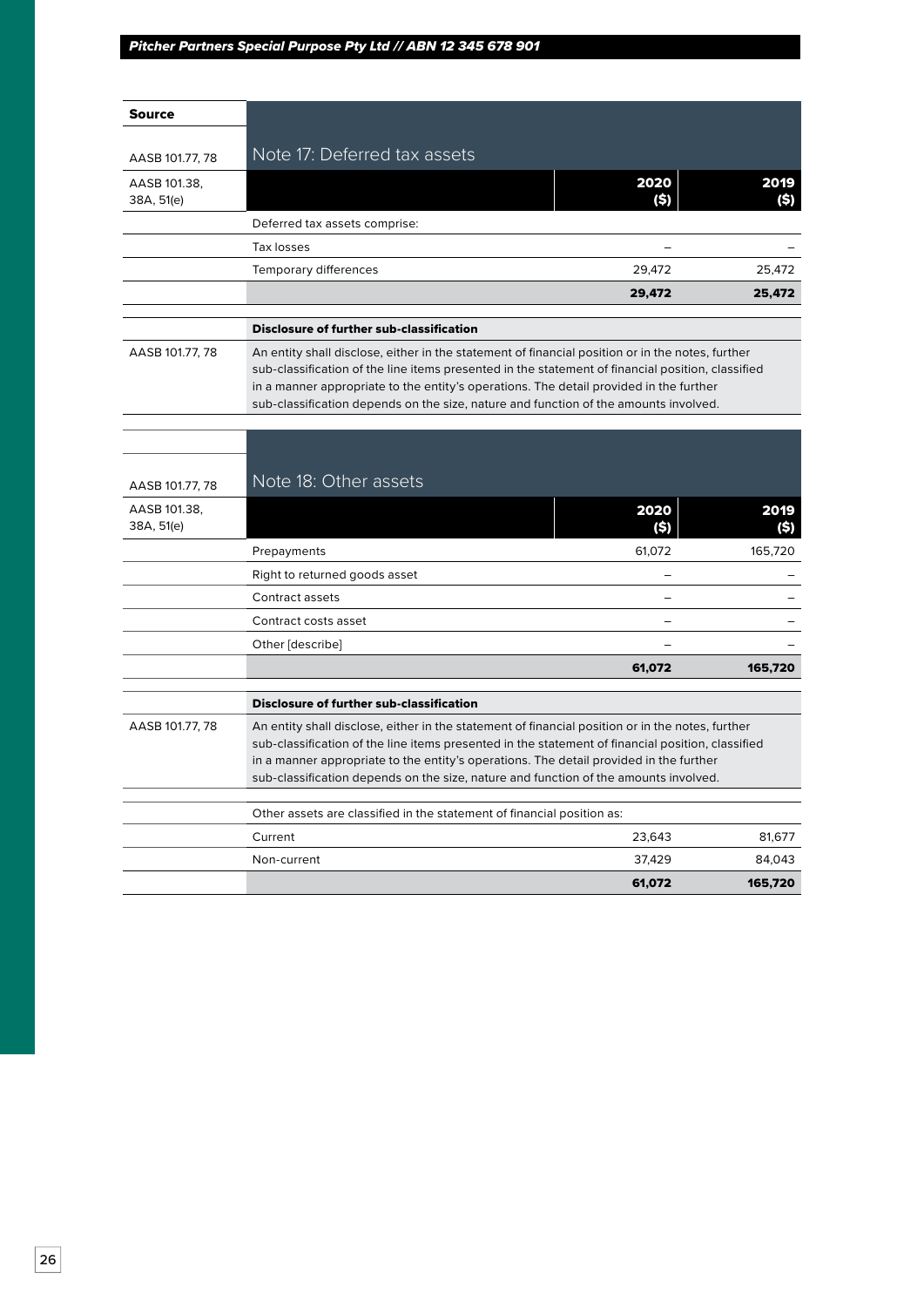| Source | |
|---|---|
| AASB 101.77, 78 | Note 17: Deferred tax assets |

| Source | | 2020 ($) | 2019 ($) |
|---|---|---|---|
| AASB 101.38, 38A, 51(e) | | | |
| | Deferred tax assets comprise: | | |
| | Tax losses | – | – |
| | Temporary differences | 29,472 | 25,472 |
| | | **29,472** | **25,472** |

**Disclosure of further sub-classification**

AASB 101.77, 78

An entity shall disclose, either in the statement of financial position or in the notes, further sub-classification of the line items presented in the statement of financial position, classified in a manner appropriate to the entity's operations. The detail provided in the further sub-classification depends on the size, nature and function of the amounts involved.

| Source | |
|---|---|
| AASB 101.77, 78 | Note 18: Other assets |

| Source | | 2020 ($) | 2019 ($) |
|---|---|---|---|
| AASB 101.38, 38A, 51(e) | | | |
| | Prepayments | 61,072 | 165,720 |
| | Right to returned goods asset | – | – |
| | Contract assets | – | – |
| | Contract costs asset | – | – |
| | Other [describe] | – | – |
| | | **61,072** | **165,720** |

**Disclosure of further sub-classification**

AASB 101.77, 78

An entity shall disclose, either in the statement of financial position or in the notes, further sub-classification of the line items presented in the statement of financial position, classified in a manner appropriate to the entity's operations. The detail provided in the further sub-classification depends on the size, nature and function of the amounts involved.

| | 2020 ($) | 2019 ($) |
|---|---|---|
| Other assets are classified in the statement of financial position as: | | |
| Current | 23,643 | 81,677 |
| Non-current | 37,429 | 84,043 |
| | **61,072** | **165,720** |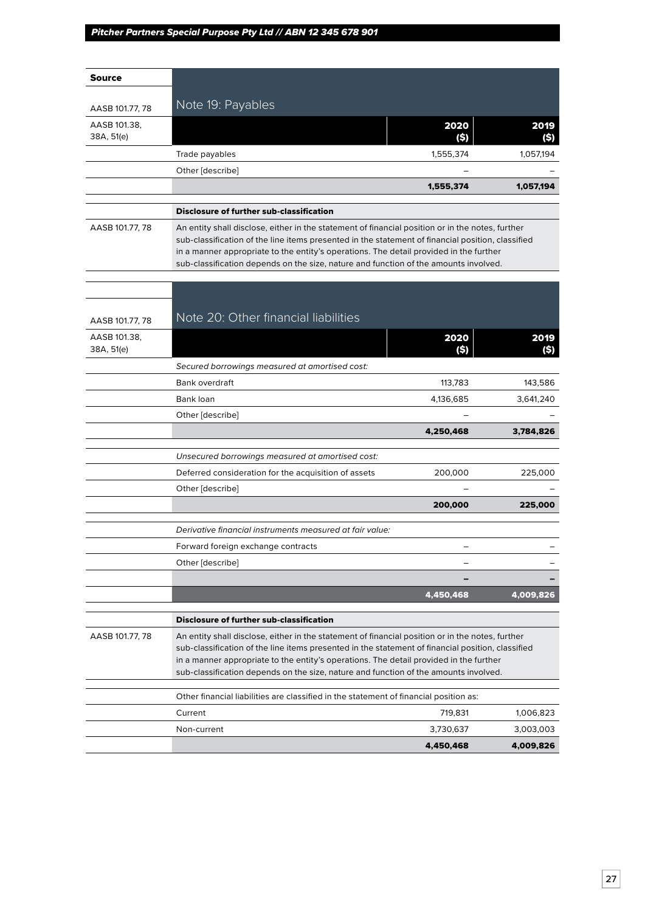| Source | | | |
|---|---|---|---|
| AASB 101.77, 78 | Note 19: Payables | | |
| AASB 101.38, 38A, 51(e) | | **2020 ($)** | **2019 ($)** |
| | Trade payables | 1,555,374 | 1,057,194 |
| | Other [describe] | – | – |
| | | **1,555,374** | **1,057,194** |
| | **Disclosure of further sub-classification** | | |
| AASB 101.77, 78 | An entity shall disclose, either in the statement of financial position or in the notes, further sub-classification of the line items presented in the statement of financial position, classified in a manner appropriate to the entity's operations. The detail provided in the further sub-classification depends on the size, nature and function of the amounts involved. | | |

| Source | | | |
|---|---|---|---|
| AASB 101.77, 78 | Note 20: Other financial liabilities | | |
| AASB 101.38, 38A, 51(e) | | **2020 ($)** | **2019 ($)** |
| | *Secured borrowings measured at amortised cost:* | | |
| | Bank overdraft | 113,783 | 143,586 |
| | Bank loan | 4,136,685 | 3,641,240 |
| | Other [describe] | – | – |
| | | **4,250,468** | **3,784,826** |
| | *Unsecured borrowings measured at amortised cost:* | | |
| | Deferred consideration for the acquisition of assets | 200,000 | 225,000 |
| | Other [describe] | – | – |
| | | **200,000** | **225,000** |
| | *Derivative financial instruments measured at fair value:* | | |
| | Forward foreign exchange contracts | – | – |
| | Other [describe] | – | – |
| | | **–** | **–** |
| | | **4,450,468** | **4,009,826** |
| | **Disclosure of further sub-classification** | | |
| AASB 101.77, 78 | An entity shall disclose, either in the statement of financial position or in the notes, further sub-classification of the line items presented in the statement of financial position, classified in a manner appropriate to the entity's operations. The detail provided in the further sub-classification depends on the size, nature and function of the amounts involved. | | |
| | Other financial liabilities are classified in the statement of financial position as: | | |
| | Current | 719,831 | 1,006,823 |
| | Non-current | 3,730,637 | 3,003,003 |
| | | **4,450,468** | **4,009,826** |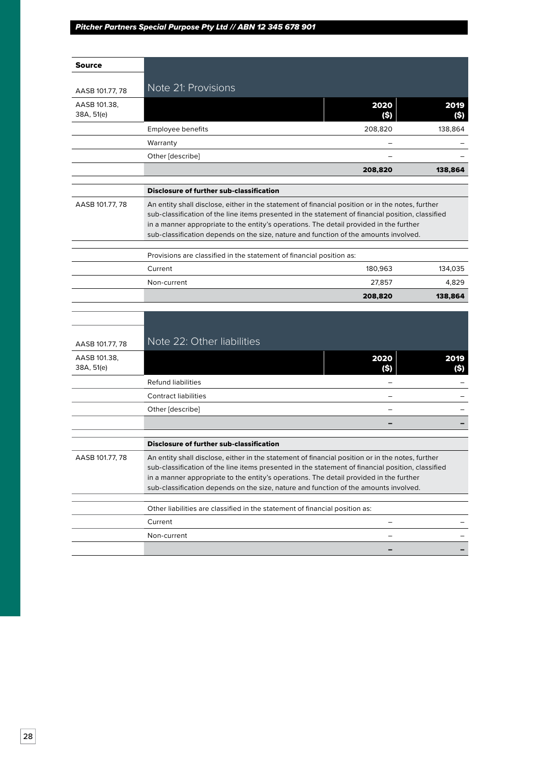| Source | Note 21: Provisions | | |
|---|---|---|---|
| AASB 101.77, 78 | | | |
| AASB 101.38, 38A, 51(e) | | **2020 ($)** | **2019 ($)** |
| | Employee benefits | 208,820 | 138,864 |
| | Warranty | – | – |
| | Other [describe] | – | – |
| | | **208,820** | **138,864** |

| | |
|---|---|
| | **Disclosure of further sub-classification** |
| AASB 101.77, 78 | An entity shall disclose, either in the statement of financial position or in the notes, further sub-classification of the line items presented in the statement of financial position, classified in a manner appropriate to the entity's operations. The detail provided in the further sub-classification depends on the size, nature and function of the amounts involved. |

| | | | |
|---|---|---|---|
| | Provisions are classified in the statement of financial position as: | | |
| | Current | 180,963 | 134,035 |
| | Non-current | 27,857 | 4,829 |
| | | **208,820** | **138,864** |

| Source | Note 22: Other liabilities | | |
|---|---|---|---|
| AASB 101.77, 78 | | | |
| AASB 101.38, 38A, 51(e) | | **2020 ($)** | **2019 ($)** |
| | Refund liabilities | – | – |
| | Contract liabilities | – | – |
| | Other [describe] | – | – |
| | | **–** | **–** |

| | |
|---|---|
| | **Disclosure of further sub-classification** |
| AASB 101.77, 78 | An entity shall disclose, either in the statement of financial position or in the notes, further sub-classification of the line items presented in the statement of financial position, classified in a manner appropriate to the entity's operations. The detail provided in the further sub-classification depends on the size, nature and function of the amounts involved. |

| | | | |
|---|---|---|---|
| | Other liabilities are classified in the statement of financial position as: | | |
| | Current | – | – |
| | Non-current | – | – |
| | | **–** | **–** |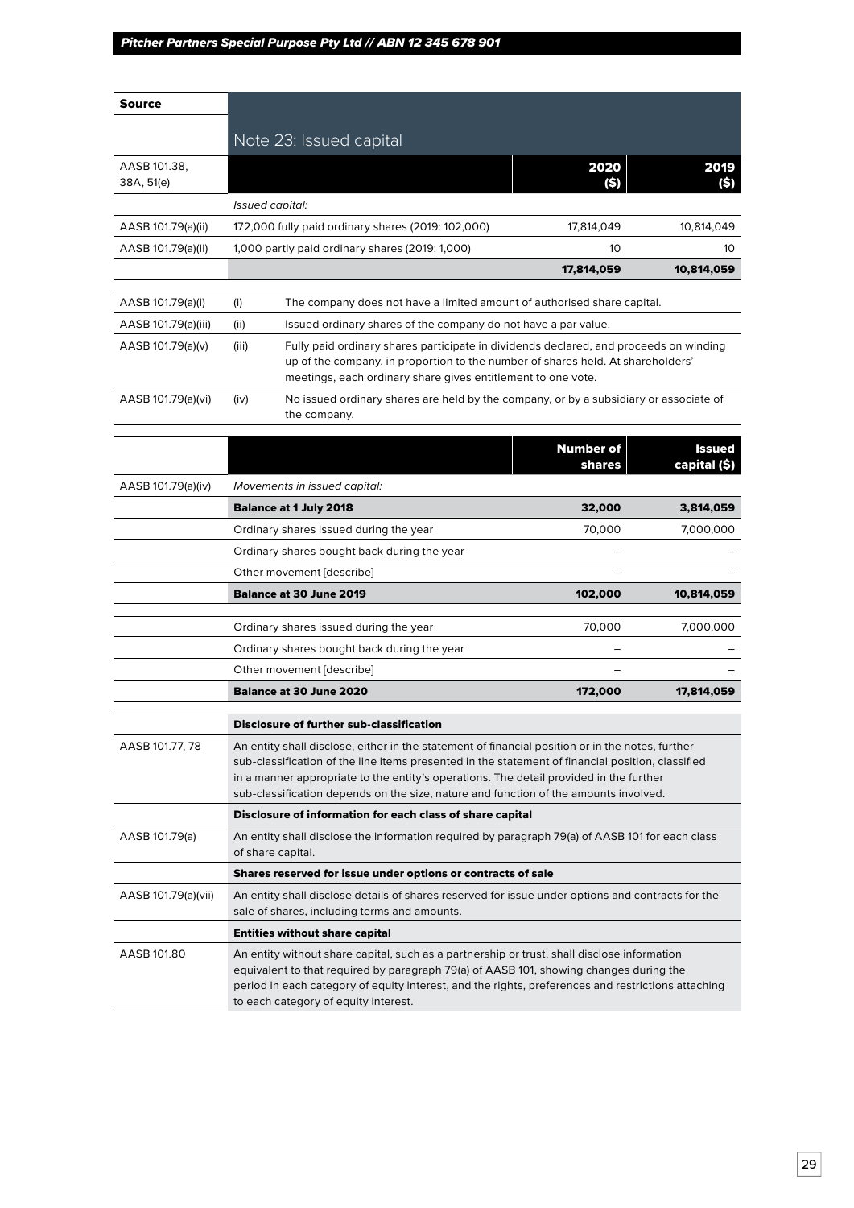## Note 23: Issued capital

| Source | | 2020 ($) | 2019 ($) |
|---|---|---|---|
| AASB 101.38, 38A, 51(e) | *Issued capital:* | | |
| AASB 101.79(a)(ii) | 172,000 fully paid ordinary shares (2019: 102,000) | 17,814,049 | 10,814,049 |
| AASB 101.79(a)(ii) | 1,000 partly paid ordinary shares (2019: 1,000) | 10 | 10 |
| | | **17,814,059** | **10,814,059** |

| Source | | |
|---|---|---|
| AASB 101.79(a)(i) | (i) | The company does not have a limited amount of authorised share capital. |
| AASB 101.79(a)(iii) | (ii) | Issued ordinary shares of the company do not have a par value. |
| AASB 101.79(a)(v) | (iii) | Fully paid ordinary shares participate in dividends declared, and proceeds on winding up of the company, in proportion to the number of shares held. At shareholders' meetings, each ordinary share gives entitlement to one vote. |
| AASB 101.79(a)(vi) | (iv) | No issued ordinary shares are held by the company, or by a subsidiary or associate of the company. |

| Source | | Number of shares | Issued capital ($) |
|---|---|---|---|
| AASB 101.79(a)(iv) | *Movements in issued capital:* | | |
| | **Balance at 1 July 2018** | **32,000** | **3,814,059** |
| | Ordinary shares issued during the year | 70,000 | 7,000,000 |
| | Ordinary shares bought back during the year | – | – |
| | Other movement [describe] | – | – |
| | **Balance at 30 June 2019** | **102,000** | **10,814,059** |
| | Ordinary shares issued during the year | 70,000 | 7,000,000 |
| | Ordinary shares bought back during the year | – | – |
| | Other movement [describe] | – | – |
| | **Balance at 30 June 2020** | **172,000** | **17,814,059** |

| Source | |
|---|---|
| | **Disclosure of further sub-classification** |
| AASB 101.77, 78 | An entity shall disclose, either in the statement of financial position or in the notes, further sub-classification of the line items presented in the statement of financial position, classified in a manner appropriate to the entity's operations. The detail provided in the further sub-classification depends on the size, nature and function of the amounts involved. |
| | **Disclosure of information for each class of share capital** |
| AASB 101.79(a) | An entity shall disclose the information required by paragraph 79(a) of AASB 101 for each class of share capital. |
| | **Shares reserved for issue under options or contracts of sale** |
| AASB 101.79(a)(vii) | An entity shall disclose details of shares reserved for issue under options and contracts for the sale of shares, including terms and amounts. |
| | **Entities without share capital** |
| AASB 101.80 | An entity without share capital, such as a partnership or trust, shall disclose information equivalent to that required by paragraph 79(a) of AASB 101, showing changes during the period in each category of equity interest, and the rights, preferences and restrictions attaching to each category of equity interest. |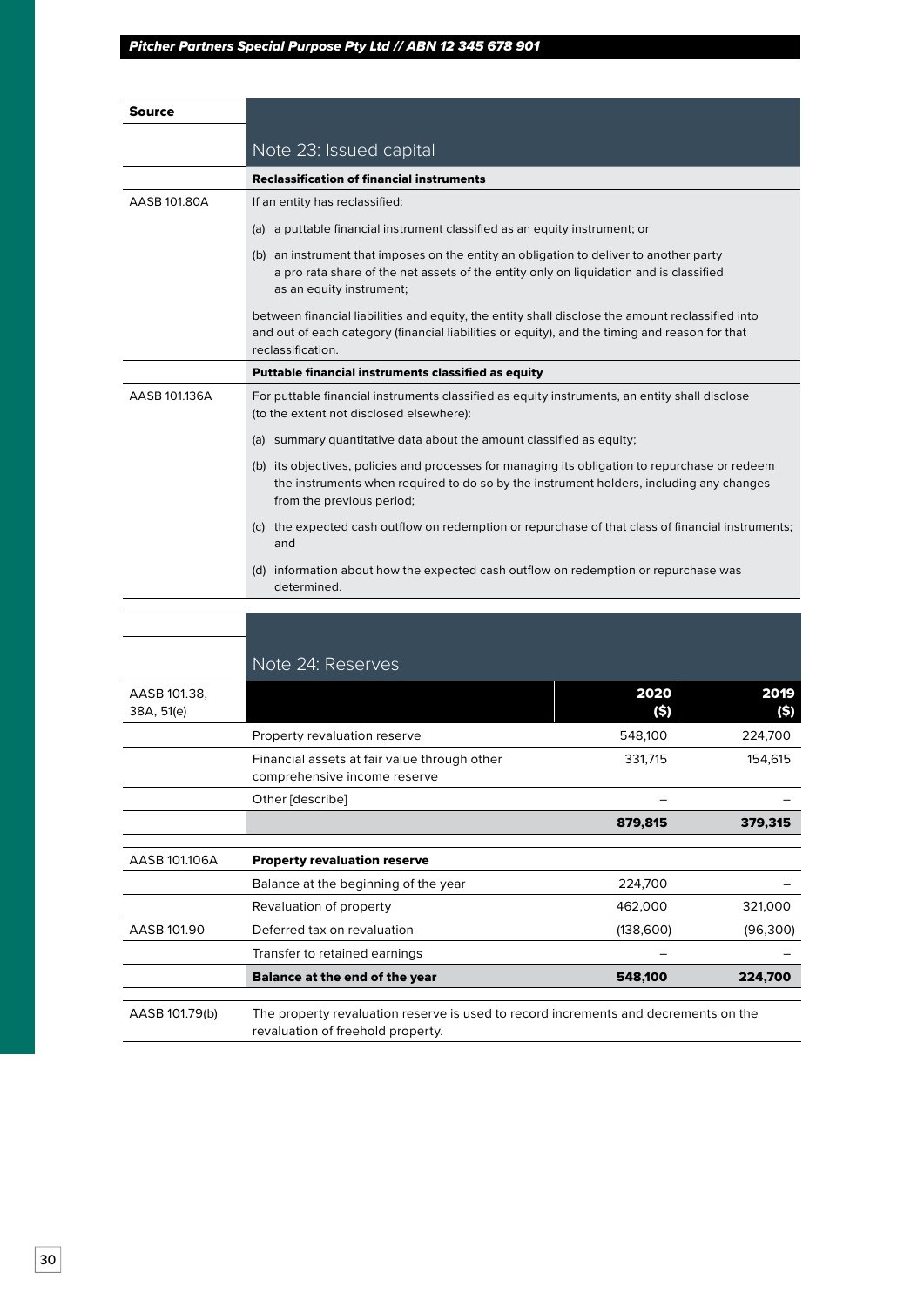| Source | |
|---|---|
| | **Note 23: Issued capital** |
| | **Reclassification of financial instruments** |
| AASB 101.80A | If an entity has reclassified: |
| | (a) a puttable financial instrument classified as an equity instrument; or |
| | (b) an instrument that imposes on the entity an obligation to deliver to another party a pro rata share of the net assets of the entity only on liquidation and is classified as an equity instrument; |
| | between financial liabilities and equity, the entity shall disclose the amount reclassified into and out of each category (financial liabilities or equity), and the timing and reason for that reclassification. |
| | **Puttable financial instruments classified as equity** |
| AASB 101.136A | For puttable financial instruments classified as equity instruments, an entity shall disclose (to the extent not disclosed elsewhere): |
| | (a) summary quantitative data about the amount classified as equity; |
| | (b) its objectives, policies and processes for managing its obligation to repurchase or redeem the instruments when required to do so by the instrument holders, including any changes from the previous period; |
| | (c) the expected cash outflow on redemption or repurchase of that class of financial instruments; and |
| | (d) information about how the expected cash outflow on redemption or repurchase was determined. |

## Note 24: Reserves

| Source | | 2020 ($) | 2019 ($) |
|---|---|---|---|
| AASB 101.38, 38A, 51(e) | | | |
| | Property revaluation reserve | 548,100 | 224,700 |
| | Financial assets at fair value through other comprehensive income reserve | 331,715 | 154,615 |
| | Other [describe] | – | – |
| | | **879,815** | **379,315** |
| AASB 101.106A | **Property revaluation reserve** | | |
| | Balance at the beginning of the year | 224,700 | – |
| | Revaluation of property | 462,000 | 321,000 |
| AASB 101.90 | Deferred tax on revaluation | (138,600) | (96,300) |
| | Transfer to retained earnings | – | – |
| | **Balance at the end of the year** | **548,100** | **224,700** |
| AASB 101.79(b) | The property revaluation reserve is used to record increments and decrements on the revaluation of freehold property. | | |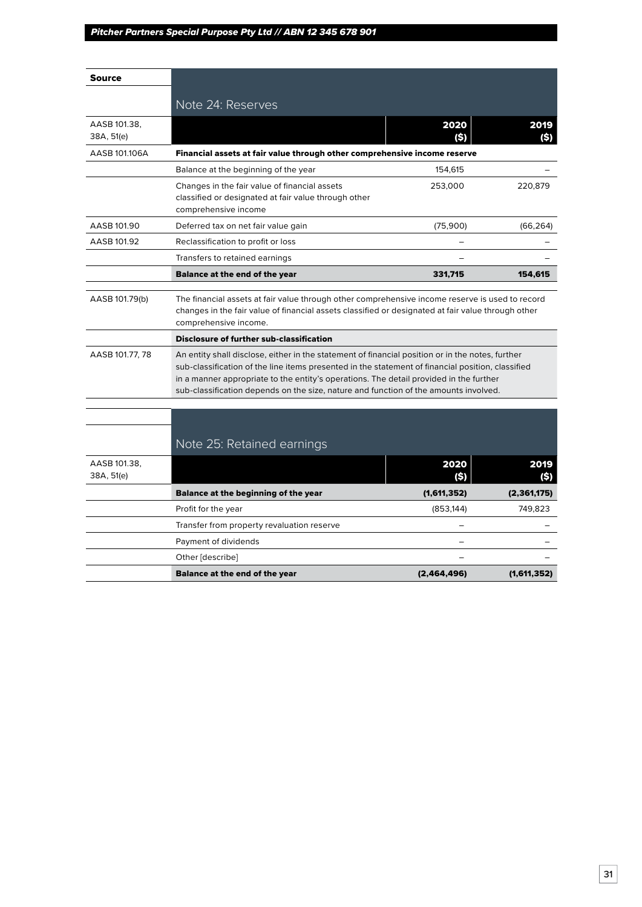| Source | Note 24: Reserves | | |
|---|---|---|---|
| AASB 101.38, 38A, 51(e) | | **2020 ($)** | **2019 ($)** |
| AASB 101.106A | **Financial assets at fair value through other comprehensive income reserve** | | |
| | Balance at the beginning of the year | 154,615 | – |
| | Changes in the fair value of financial assets classified or designated at fair value through other comprehensive income | 253,000 | 220,879 |
| AASB 101.90 | Deferred tax on net fair value gain | (75,900) | (66,264) |
| AASB 101.92 | Reclassification to profit or loss | – | – |
| | Transfers to retained earnings | – | – |
| | **Balance at the end of the year** | **331,715** | **154,615** |

| Source | |
|---|---|
| AASB 101.79(b) | The financial assets at fair value through other comprehensive income reserve is used to record changes in the fair value of financial assets classified or designated at fair value through other comprehensive income. |
| | **Disclosure of further sub-classification** |
| AASB 101.77, 78 | An entity shall disclose, either in the statement of financial position or in the notes, further sub-classification of the line items presented in the statement of financial position, classified in a manner appropriate to the entity's operations. The detail provided in the further sub-classification depends on the size, nature and function of the amounts involved. |

| Source | Note 25: Retained earnings | | |
|---|---|---|---|
| AASB 101.38, 38A, 51(e) | | **2020 ($)** | **2019 ($)** |
| | **Balance at the beginning of the year** | **(1,611,352)** | **(2,361,175)** |
| | Profit for the year | (853,144) | 749,823 |
| | Transfer from property revaluation reserve | – | – |
| | Payment of dividends | – | – |
| | Other [describe] | – | – |
| | **Balance at the end of the year** | **(2,464,496)** | **(1,611,352)** |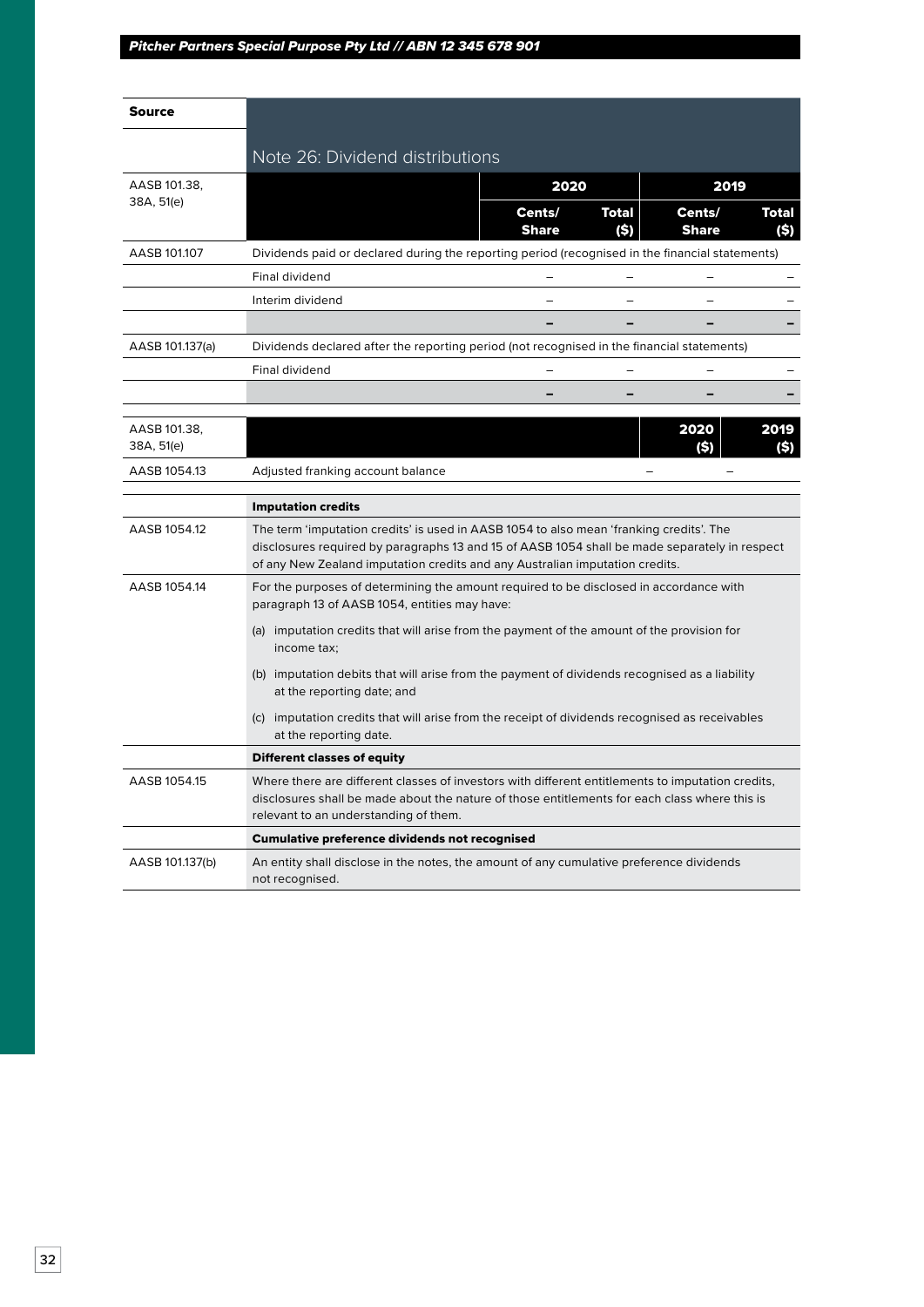| Source | Note 26: Dividend distributions | | | | |
|---|---|---|---|---|---|
| AASB 101.38, 38A, 51(e) | | 2020 | | 2019 | |
| | | Cents/ Share | Total ($) | Cents/ Share | Total ($) |
| AASB 101.107 | Dividends paid or declared during the reporting period (recognised in the financial statements) | | | | |
| | Final dividend | – | – | – | – |
| | Interim dividend | – | – | – | – |
| | | **–** | **–** | **–** | **–** |
| AASB 101.137(a) | Dividends declared after the reporting period (not recognised in the financial statements) | | | | |
| | Final dividend | – | – | – | – |
| | | **–** | **–** | **–** | **–** |

| Source | | 2020 ($) | 2019 ($) |
|---|---|---|---|
| AASB 101.38, 38A, 51(e) | | | |
| AASB 1054.13 | Adjusted franking account balance | – | – |

| Source | |
|---|---|
| | **Imputation credits** |
| AASB 1054.12 | The term 'imputation credits' is used in AASB 1054 to also mean 'franking credits'. The disclosures required by paragraphs 13 and 15 of AASB 1054 shall be made separately in respect of any New Zealand imputation credits and any Australian imputation credits. |
| AASB 1054.14 | For the purposes of determining the amount required to be disclosed in accordance with paragraph 13 of AASB 1054, entities may have: (a) imputation credits that will arise from the payment of the amount of the provision for income tax; (b) imputation debits that will arise from the payment of dividends recognised as a liability at the reporting date; and (c) imputation credits that will arise from the receipt of dividends recognised as receivables at the reporting date. |
| | **Different classes of equity** |
| AASB 1054.15 | Where there are different classes of investors with different entitlements to imputation credits, disclosures shall be made about the nature of those entitlements for each class where this is relevant to an understanding of them. |
| | **Cumulative preference dividends not recognised** |
| AASB 101.137(b) | An entity shall disclose in the notes, the amount of any cumulative preference dividends not recognised. |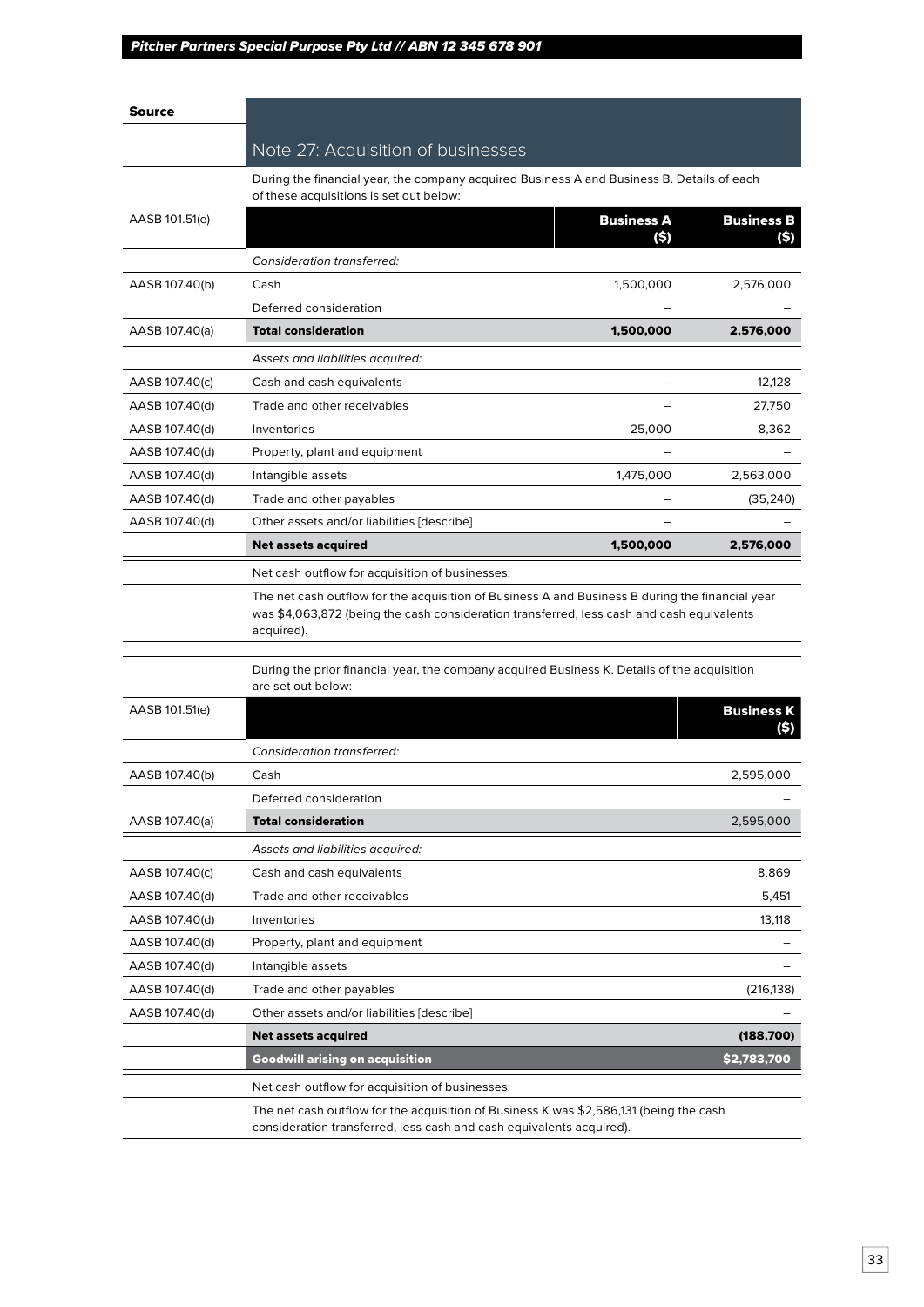## Note 27: Acquisition of businesses

During the financial year, the company acquired Business A and Business B. Details of each of these acquisitions is set out below:

| Source | | Business A ($) | Business B ($) |
|---|---|---|---|
| AASB 101.51(e) | | | |
| | *Consideration transferred:* | | |
| AASB 107.40(b) | Cash | 1,500,000 | 2,576,000 |
| | Deferred consideration | – | – |
| AASB 107.40(a) | **Total consideration** | **1,500,000** | **2,576,000** |
| | *Assets and liabilities acquired:* | | |
| AASB 107.40(c) | Cash and cash equivalents | – | 12,128 |
| AASB 107.40(d) | Trade and other receivables | – | 27,750 |
| AASB 107.40(d) | Inventories | 25,000 | 8,362 |
| AASB 107.40(d) | Property, plant and equipment | – | – |
| AASB 107.40(d) | Intangible assets | 1,475,000 | 2,563,000 |
| AASB 107.40(d) | Trade and other payables | – | (35,240) |
| AASB 107.40(d) | Other assets and/or liabilities [describe] | – | – |
| | **Net assets acquired** | **1,500,000** | **2,576,000** |

Net cash outflow for acquisition of businesses:

The net cash outflow for the acquisition of Business A and Business B during the financial year was $4,063,872 (being the cash consideration transferred, less cash and cash equivalents acquired).

During the prior financial year, the company acquired Business K. Details of the acquisition are set out below:

| Source | | Business K ($) |
|---|---|---|
| AASB 101.51(e) | | |
| | *Consideration transferred:* | |
| AASB 107.40(b) | Cash | 2,595,000 |
| | Deferred consideration | – |
| AASB 107.40(a) | **Total consideration** | 2,595,000 |
| | *Assets and liabilities acquired:* | |
| AASB 107.40(c) | Cash and cash equivalents | 8,869 |
| AASB 107.40(d) | Trade and other receivables | 5,451 |
| AASB 107.40(d) | Inventories | 13,118 |
| AASB 107.40(d) | Property, plant and equipment | – |
| AASB 107.40(d) | Intangible assets | – |
| AASB 107.40(d) | Trade and other payables | (216,138) |
| AASB 107.40(d) | Other assets and/or liabilities [describe] | – |
| | **Net assets acquired** | **(188,700)** |
| | **Goodwill arising on acquisition** | **$2,783,700** |

Net cash outflow for acquisition of businesses:

The net cash outflow for the acquisition of Business K was $2,586,131 (being the cash consideration transferred, less cash and cash equivalents acquired).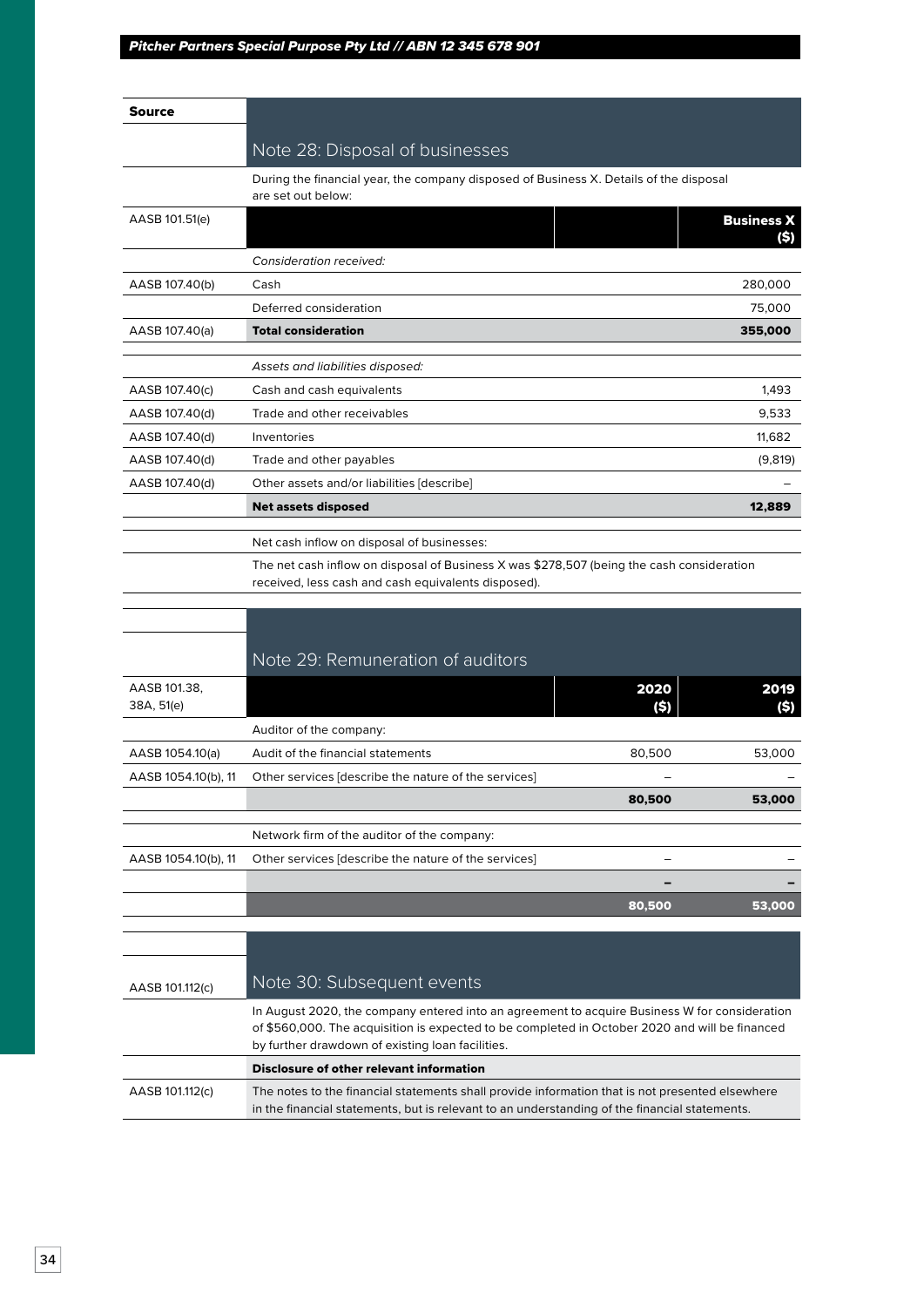| Source | Note 28: Disposal of businesses | |
|---|---|---|
| | During the financial year, the company disposed of Business X. Details of the disposal are set out below: | |
| AASB 101.51(e) | | **Business X ($)** |
| | *Consideration received:* | |
| AASB 107.40(b) | Cash | 280,000 |
| | Deferred consideration | 75,000 |
| AASB 107.40(a) | **Total consideration** | **355,000** |
| | *Assets and liabilities disposed:* | |
| AASB 107.40(c) | Cash and cash equivalents | 1,493 |
| AASB 107.40(d) | Trade and other receivables | 9,533 |
| AASB 107.40(d) | Inventories | 11,682 |
| AASB 107.40(d) | Trade and other payables | (9,819) |
| AASB 107.40(d) | Other assets and/or liabilities [describe] | – |
| | **Net assets disposed** | **12,889** |
| | Net cash inflow on disposal of businesses: | |
| | The net cash inflow on disposal of Business X was $278,507 (being the cash consideration received, less cash and cash equivalents disposed). | |

## Note 29: Remuneration of auditors

| AASB 101.38, 38A, 51(e) | | **2020 ($)** | **2019 ($)** |
|---|---|---|---|
| | Auditor of the company: | | |
| AASB 1054.10(a) | Audit of the financial statements | 80,500 | 53,000 |
| AASB 1054.10(b), 11 | Other services [describe the nature of the services] | – | – |
| | | **80,500** | **53,000** |
| | Network firm of the auditor of the company: | | |
| AASB 1054.10(b), 11 | Other services [describe the nature of the services] | – | – |
| | | **–** | **–** |
| | | **80,500** | **53,000** |

## Note 30: Subsequent events

| Source | |
|---|---|
| AASB 101.112(c) | **Note 30: Subsequent events** |
| | In August 2020, the company entered into an agreement to acquire Business W for consideration of $560,000. The acquisition is expected to be completed in October 2020 and will be financed by further drawdown of existing loan facilities. |
| | **Disclosure of other relevant information** |
| AASB 101.112(c) | The notes to the financial statements shall provide information that is not presented elsewhere in the financial statements, but is relevant to an understanding of the financial statements. |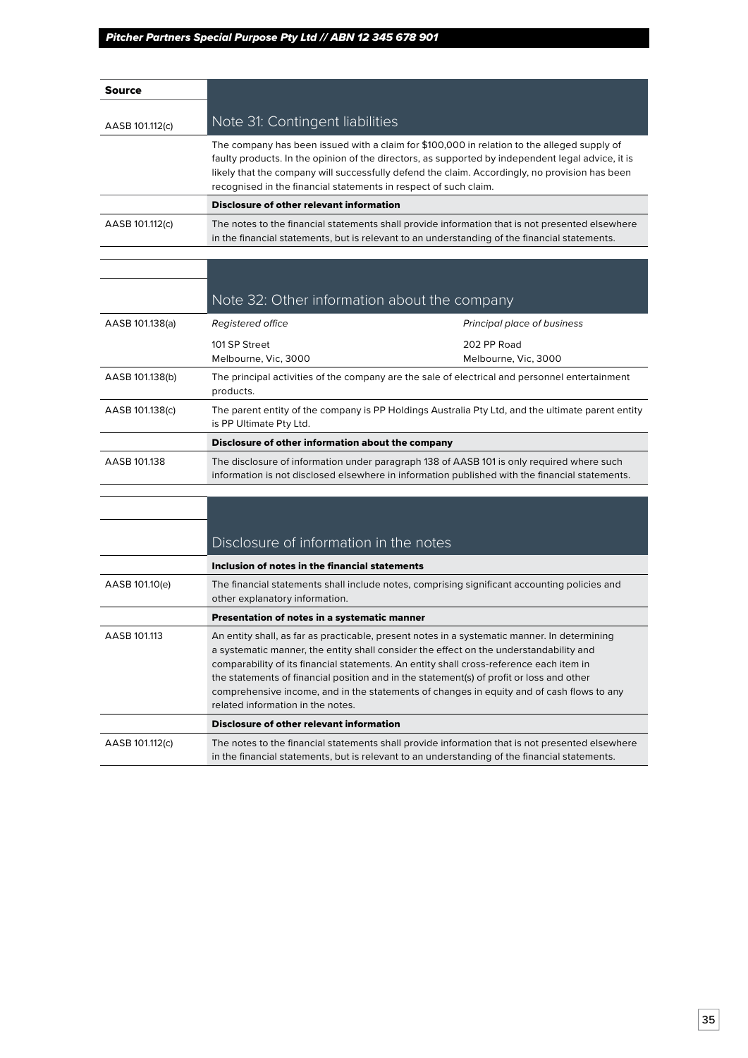| Source | |
|---|---|
| AASB 101.112(c) | **Note 31: Contingent liabilities** |
| | The company has been issued with a claim for $100,000 in relation to the alleged supply of faulty products. In the opinion of the directors, as supported by independent legal advice, it is likely that the company will successfully defend the claim. Accordingly, no provision has been recognised in the financial statements in respect of such claim. |
| | **Disclosure of other relevant information** |
| AASB 101.112(c) | The notes to the financial statements shall provide information that is not presented elsewhere in the financial statements, but is relevant to an understanding of the financial statements. |

| | | |
|---|---|---|
| | **Note 32: Other information about the company** | |
| AASB 101.138(a) | *Registered office* | *Principal place of business* |
| | 101 SP Street<br>Melbourne, Vic, 3000 | 202 PP Road<br>Melbourne, Vic, 3000 |
| AASB 101.138(b) | The principal activities of the company are the sale of electrical and personnel entertainment products. | |
| AASB 101.138(c) | The parent entity of the company is PP Holdings Australia Pty Ltd, and the ultimate parent entity is PP Ultimate Pty Ltd. | |
| | **Disclosure of other information about the company** | |
| AASB 101.138 | The disclosure of information under paragraph 138 of AASB 101 is only required where such information is not disclosed elsewhere in information published with the financial statements. | |

| | |
|---|---|
| | **Disclosure of information in the notes** |
| | **Inclusion of notes in the financial statements** |
| AASB 101.10(e) | The financial statements shall include notes, comprising significant accounting policies and other explanatory information. |
| | **Presentation of notes in a systematic manner** |
| AASB 101.113 | An entity shall, as far as practicable, present notes in a systematic manner. In determining a systematic manner, the entity shall consider the effect on the understandability and comparability of its financial statements. An entity shall cross-reference each item in the statements of financial position and in the statement(s) of profit or loss and other comprehensive income, and in the statements of changes in equity and of cash flows to any related information in the notes. |
| | **Disclosure of other relevant information** |
| AASB 101.112(c) | The notes to the financial statements shall provide information that is not presented elsewhere in the financial statements, but is relevant to an understanding of the financial statements. |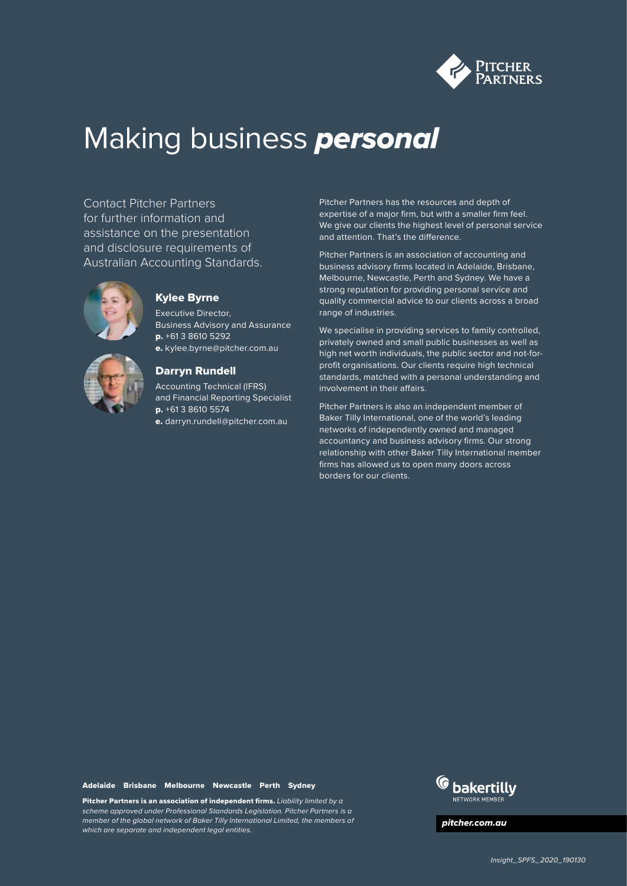# Making business *personal*

Contact Pitcher Partners for further information and assistance on the presentation and disclosure requirements of Australian Accounting Standards.

### Kylee Byrne

Executive Director,
Business Advisory and Assurance
**p.** +61 3 8610 5292
**e.** kylee.byrne@pitcher.com.au

### Darryn Rundell

Accounting Technical (IFRS) and Financial Reporting Specialist
**p.** +61 3 8610 5574
**e.** darryn.rundell@pitcher.com.au

Pitcher Partners has the resources and depth of expertise of a major firm, but with a smaller firm feel. We give our clients the highest level of personal service and attention. That's the difference.

Pitcher Partners is an association of accounting and business advisory firms located in Adelaide, Brisbane, Melbourne, Newcastle, Perth and Sydney. We have a strong reputation for providing personal service and quality commercial advice to our clients across a broad range of industries.

We specialise in providing services to family controlled, privately owned and small public businesses as well as high net worth individuals, the public sector and not-for-profit organisations. Our clients require high technical standards, matched with a personal understanding and involvement in their affairs.

Pitcher Partners is also an independent member of Baker Tilly International, one of the world's leading networks of independently owned and managed accountancy and business advisory firms. Our strong relationship with other Baker Tilly International member firms has allowed us to open many doors across borders for our clients.

**Adelaide Brisbane Melbourne Newcastle Perth Sydney**

**Pitcher Partners is an association of independent firms.** *Liability limited by a scheme approved under Professional Standards Legislation. Pitcher Partners is a member of the global network of Baker Tilly International Limited, the members of which are separate and independent legal entities.*

bakertilly NETWORK MEMBER

*pitcher.com.au*

*Insight_SPFS_2020_190130*